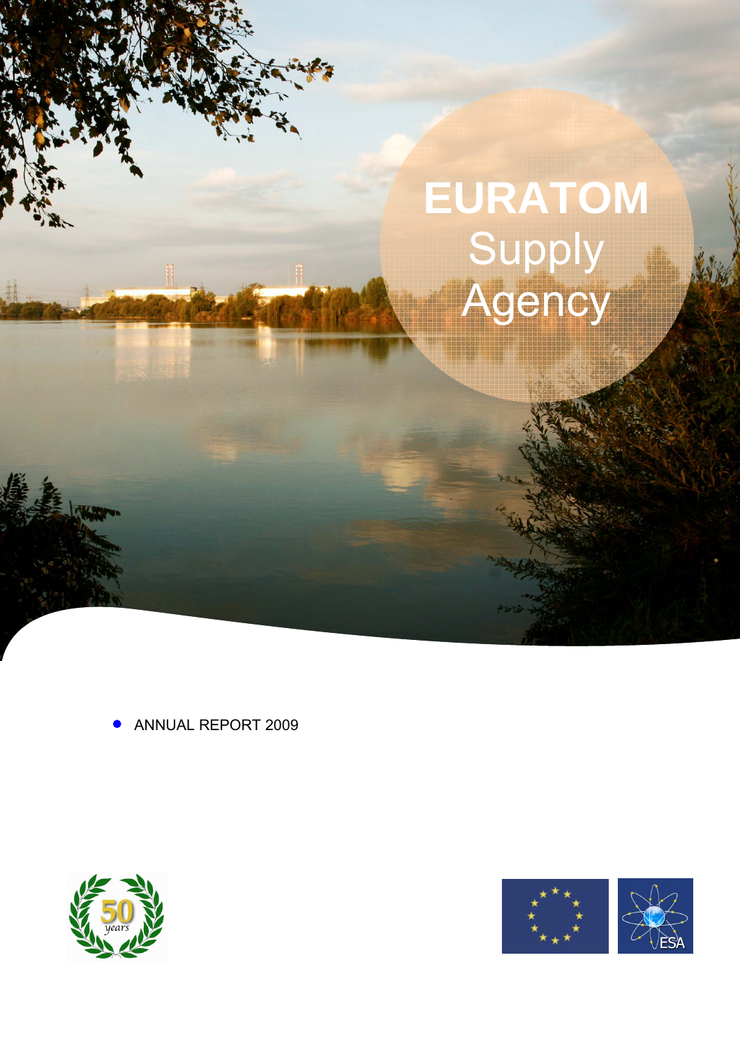# EURATOM Supply Agency

- ANNUAL REPORT 2009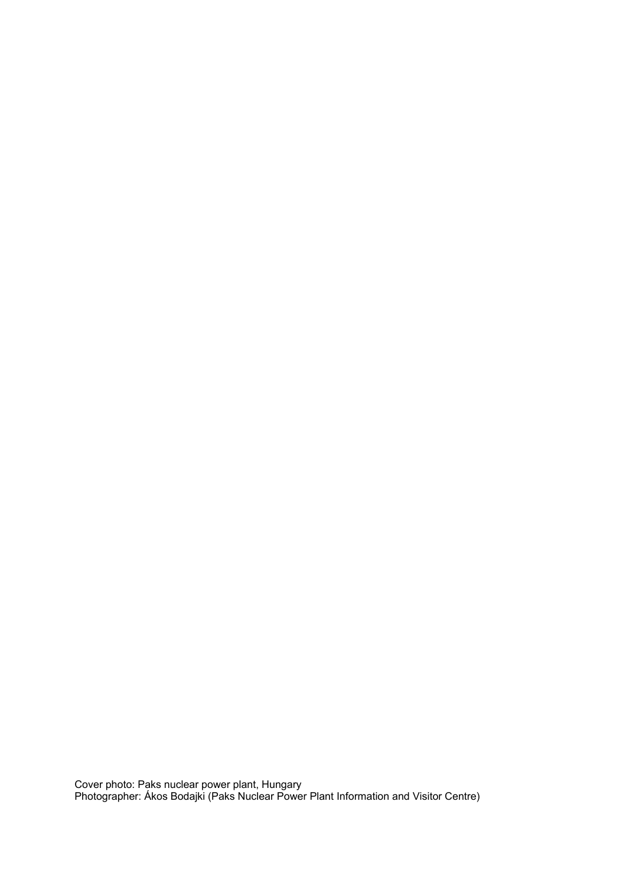Cover photo: Paks nuclear power plant, Hungary
Photographer: Ákos Bodajki (Paks Nuclear Power Plant Information and Visitor Centre)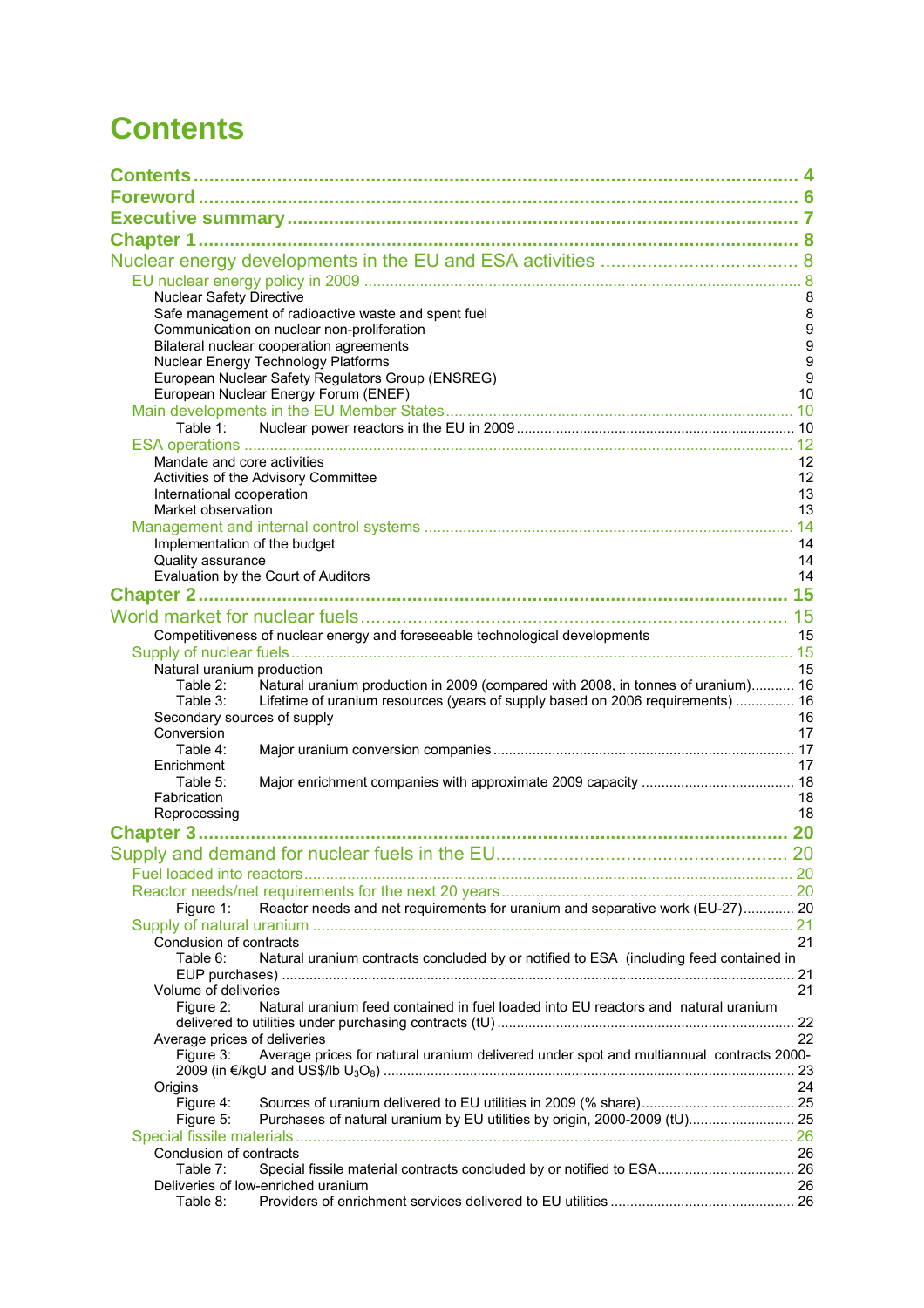# Contents

Contents ........................................................................................................ 4
Foreword ........................................................................................................ 6
Executive summary ........................................................................................ 7
Chapter 1 ........................................................................................................ 8
Nuclear energy developments in the EU and ESA activities ....................................... 8
EU nuclear energy policy in 2009 ........................................................................ 8
Nuclear Safety Directive 8
Safe management of radioactive waste and spent fuel 8
Communication on nuclear non-proliferation 9
Bilateral nuclear cooperation agreements 9
Nuclear Energy Technology Platforms 9
European Nuclear Safety Regulators Group (ENSREG) 9
European Nuclear Energy Forum (ENEF) 10
Main developments in the EU Member States ......................................................... 10
Table 1: Nuclear power reactors in the EU in 2009 ................................................ 10
ESA operations .................................................................................................. 12
Mandate and core activities 12
Activities of the Advisory Committee 12
International cooperation 13
Market observation 13
Management and internal control systems ............................................................. 14
Implementation of the budget 14
Quality assurance 14
Evaluation by the Court of Auditors 14
Chapter 2 ........................................................................................................ 15
World market for nuclear fuels ............................................................................ 15
Competitiveness of nuclear energy and foreseeable technological developments 15
Supply of nuclear fuels ........................................................................................ 15
Natural uranium production 15
Table 2: Natural uranium production in 2009 (compared with 2008, in tonnes of uranium) ........... 16
Table 3: Lifetime of uranium resources (years of supply based on 2006 requirements) ............... 16
Secondary sources of supply 16
Conversion 17
Table 4: Major uranium conversion companies ....................................................... 17
Enrichment 17
Table 5: Major enrichment companies with approximate 2009 capacity ........................ 18
Fabrication 18
Reprocessing 18
Chapter 3 ........................................................................................................ 20
Supply and demand for nuclear fuels in the EU ....................................................... 20
Fuel loaded into reactors ..................................................................................... 20
Reactor needs/net requirements for the next 20 years ............................................. 20
Figure 1: Reactor needs and net requirements for uranium and separative work (EU-27) ............. 20
Supply of natural uranium ................................................................................... 21
Conclusion of contracts 21
Table 6: Natural uranium contracts concluded by or notified to ESA (including feed contained in EUP purchases) ........................................................................................................ 21
Volume of deliveries 21
Figure 2: Natural uranium feed contained in fuel loaded into EU reactors and natural uranium delivered to utilities under purchasing contracts (tU) ................................................... 22
Average prices of deliveries 22
Figure 3: Average prices for natural uranium delivered under spot and multiannual contracts 2000-2009 (in €/kgU and US$/lb $U_3O_8$) ............................................................................ 23
Origins 24
Figure 4: Sources of uranium delivered to EU utilities in 2009 (% share) ....................... 25
Figure 5: Purchases of natural uranium by EU utilities by origin, 2000-2009 (tU) .............. 25
Special fissile materials ...................................................................................... 26
Conclusion of contracts 26
Table 7: Special fissile material contracts concluded by or notified to ESA ..................... 26
Deliveries of low-enriched uranium 26
Table 8: Providers of enrichment services delivered to EU utilities ............................... 26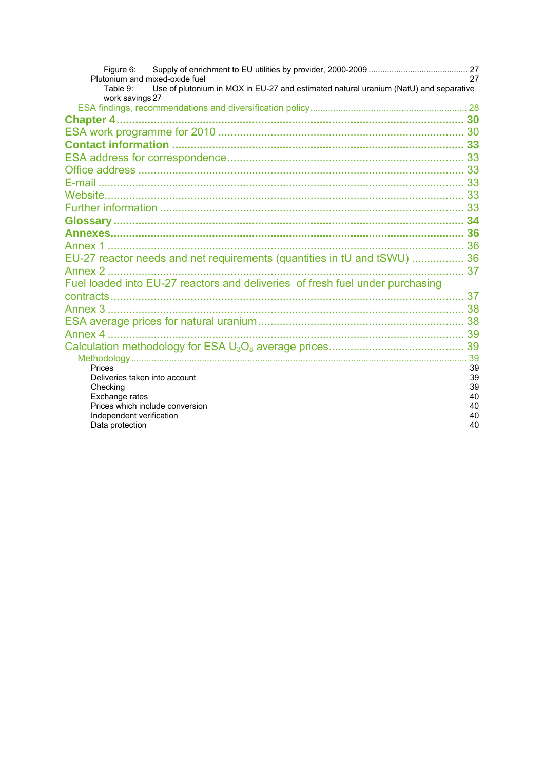Figure 6: Supply of enrichment to EU utilities by provider, 2000-2009 .......... 27

Plutonium and mixed-oxide fuel 27

Table 9: Use of plutonium in MOX in EU-27 and estimated natural uranium (NatU) and separative work savings 27

ESA findings, recommendations and diversification policy .......... 28

**Chapter 4** .......... **30**

ESA work programme for 2010 .......... 30

**Contact information** .......... **33**

ESA address for correspondence .......... 33

Office address .......... 33

E-mail .......... 33

Website .......... 33

Further information .......... 33

**Glossary** .......... **34**

**Annexes** .......... **36**

Annex 1 .......... 36

EU-27 reactor needs and net requirements (quantities in tU and tSWU) .......... 36

Annex 2 .......... 37

Fuel loaded into EU-27 reactors and deliveries of fresh fuel under purchasing contracts .......... 37

Annex 3 .......... 38

ESA average prices for natural uranium .......... 38

Annex 4 .......... 39

Calculation methodology for ESA $U_3O_8$ average prices .......... 39

Methodology .......... 39

Prices 39

Deliveries taken into account 39

Checking 39

Exchange rates 40

Prices which include conversion 40

Independent verification 40

Data protection 40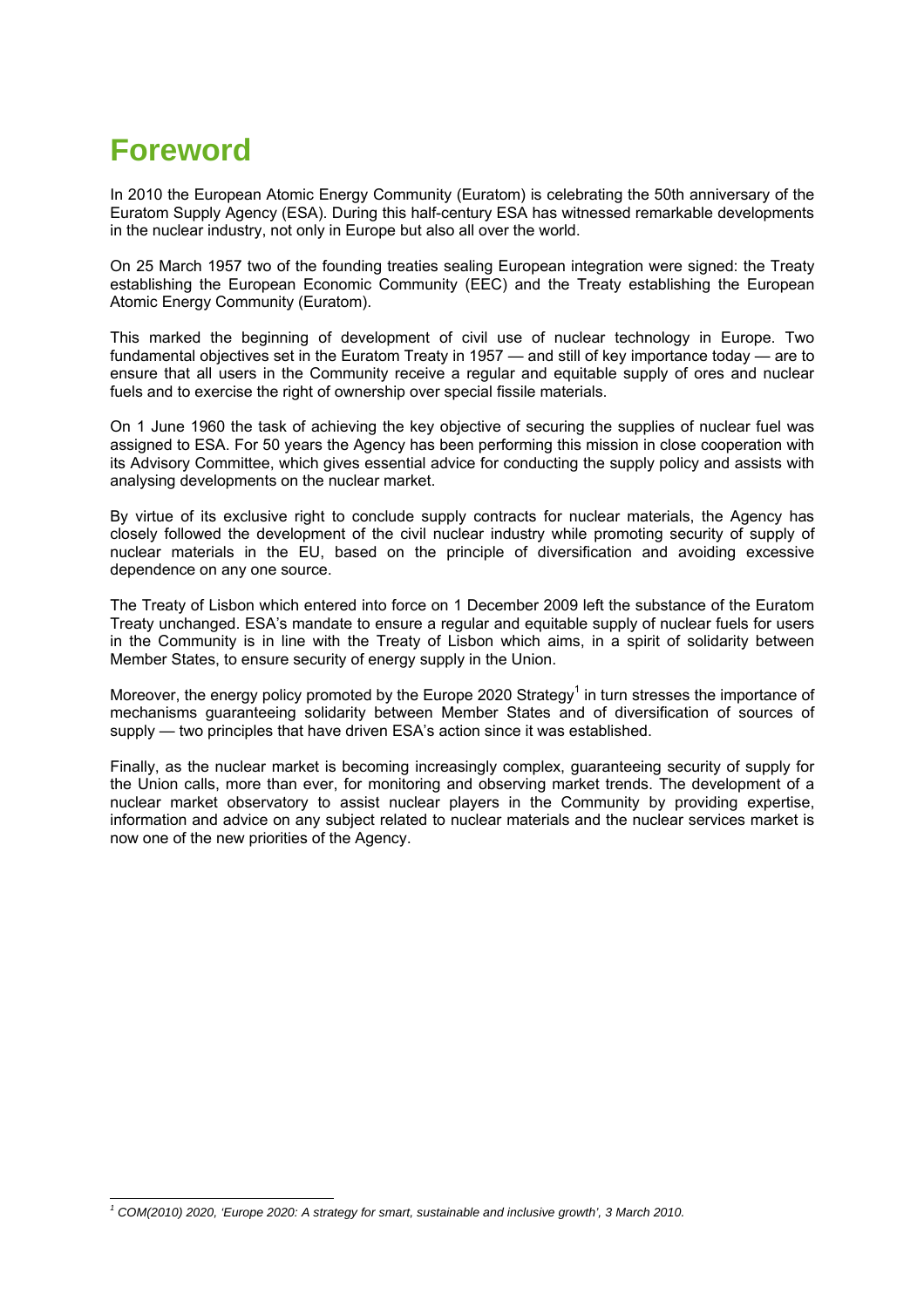# Foreword

In 2010 the European Atomic Energy Community (Euratom) is celebrating the 50th anniversary of the Euratom Supply Agency (ESA). During this half-century ESA has witnessed remarkable developments in the nuclear industry, not only in Europe but also all over the world.

On 25 March 1957 two of the founding treaties sealing European integration were signed: the Treaty establishing the European Economic Community (EEC) and the Treaty establishing the European Atomic Energy Community (Euratom).

This marked the beginning of development of civil use of nuclear technology in Europe. Two fundamental objectives set in the Euratom Treaty in 1957 — and still of key importance today — are to ensure that all users in the Community receive a regular and equitable supply of ores and nuclear fuels and to exercise the right of ownership over special fissile materials.

On 1 June 1960 the task of achieving the key objective of securing the supplies of nuclear fuel was assigned to ESA. For 50 years the Agency has been performing this mission in close cooperation with its Advisory Committee, which gives essential advice for conducting the supply policy and assists with analysing developments on the nuclear market.

By virtue of its exclusive right to conclude supply contracts for nuclear materials, the Agency has closely followed the development of the civil nuclear industry while promoting security of supply of nuclear materials in the EU, based on the principle of diversification and avoiding excessive dependence on any one source.

The Treaty of Lisbon which entered into force on 1 December 2009 left the substance of the Euratom Treaty unchanged. ESA's mandate to ensure a regular and equitable supply of nuclear fuels for users in the Community is in line with the Treaty of Lisbon which aims, in a spirit of solidarity between Member States, to ensure security of energy supply in the Union.

Moreover, the energy policy promoted by the Europe 2020 Strategy[1] in turn stresses the importance of mechanisms guaranteeing solidarity between Member States and of diversification of sources of supply — two principles that have driven ESA's action since it was established.

Finally, as the nuclear market is becoming increasingly complex, guaranteeing security of supply for the Union calls, more than ever, for monitoring and observing market trends. The development of a nuclear market observatory to assist nuclear players in the Community by providing expertise, information and advice on any subject related to nuclear materials and the nuclear services market is now one of the new priorities of the Agency.

---

[1] *COM(2010) 2020, 'Europe 2020: A strategy for smart, sustainable and inclusive growth', 3 March 2010.*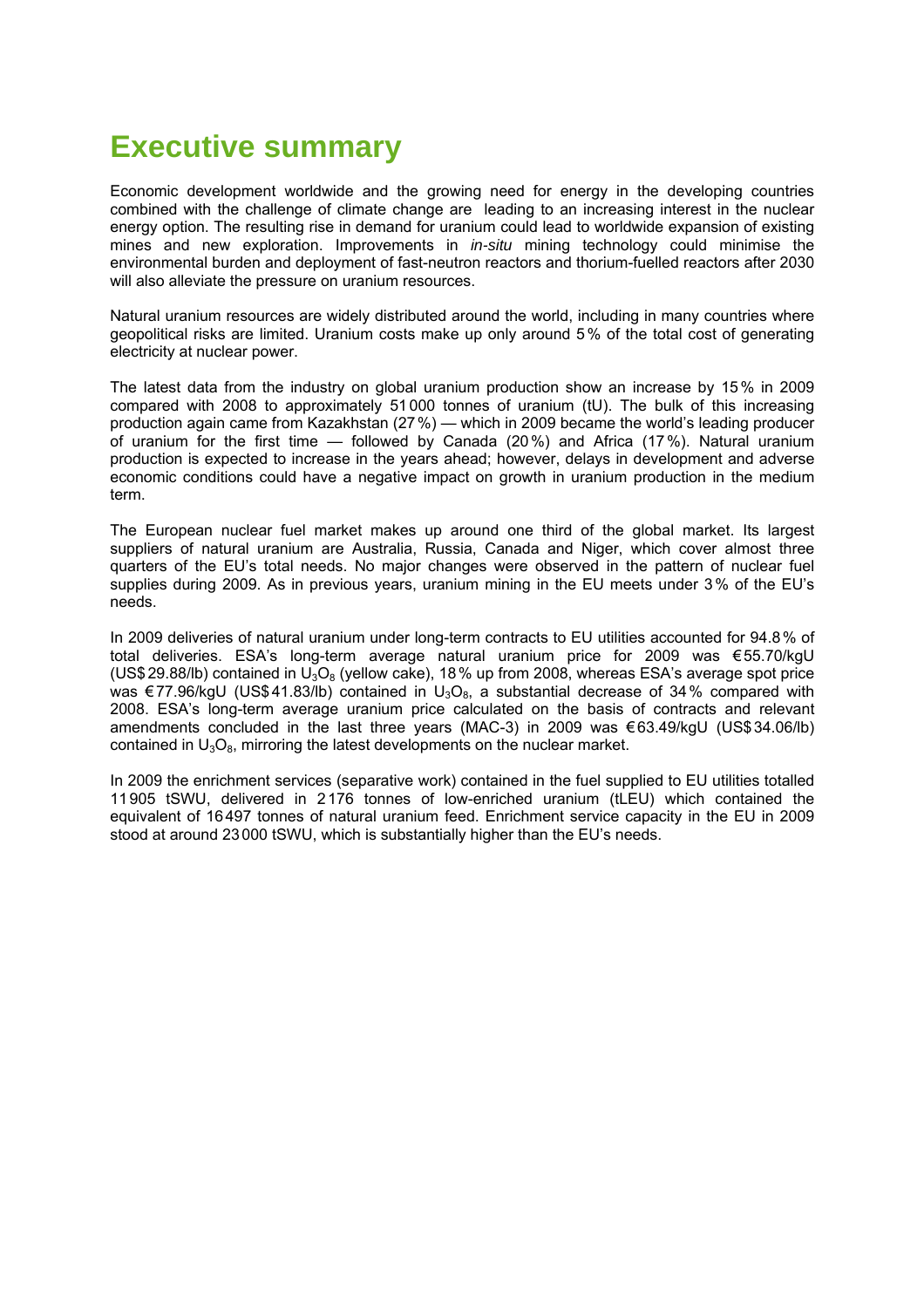# Executive summary

Economic development worldwide and the growing need for energy in the developing countries combined with the challenge of climate change are leading to an increasing interest in the nuclear energy option. The resulting rise in demand for uranium could lead to worldwide expansion of existing mines and new exploration. Improvements in *in-situ* mining technology could minimise the environmental burden and deployment of fast-neutron reactors and thorium-fuelled reactors after 2030 will also alleviate the pressure on uranium resources.

Natural uranium resources are widely distributed around the world, including in many countries where geopolitical risks are limited. Uranium costs make up only around 5 % of the total cost of generating electricity at nuclear power.

The latest data from the industry on global uranium production show an increase by 15 % in 2009 compared with 2008 to approximately 51 000 tonnes of uranium (tU). The bulk of this increasing production again came from Kazakhstan (27 %) — which in 2009 became the world's leading producer of uranium for the first time — followed by Canada (20 %) and Africa (17 %). Natural uranium production is expected to increase in the years ahead; however, delays in development and adverse economic conditions could have a negative impact on growth in uranium production in the medium term.

The European nuclear fuel market makes up around one third of the global market. Its largest suppliers of natural uranium are Australia, Russia, Canada and Niger, which cover almost three quarters of the EU's total needs. No major changes were observed in the pattern of nuclear fuel supplies during 2009. As in previous years, uranium mining in the EU meets under 3 % of the EU's needs.

In 2009 deliveries of natural uranium under long-term contracts to EU utilities accounted for 94.8 % of total deliveries. ESA's long-term average natural uranium price for 2009 was €55.70/kgU (US$ 29.88/lb) contained in $U_3O_8$ (yellow cake), 18 % up from 2008, whereas ESA's average spot price was €77.96/kgU (US$ 41.83/lb) contained in $U_3O_8$, a substantial decrease of 34 % compared with 2008. ESA's long-term average uranium price calculated on the basis of contracts and relevant amendments concluded in the last three years (MAC-3) in 2009 was €63.49/kgU (US$ 34.06/lb) contained in $U_3O_8$, mirroring the latest developments on the nuclear market.

In 2009 the enrichment services (separative work) contained in the fuel supplied to EU utilities totalled 11 905 tSWU, delivered in 2 176 tonnes of low-enriched uranium (tLEU) which contained the equivalent of 16 497 tonnes of natural uranium feed. Enrichment service capacity in the EU in 2009 stood at around 23 000 tSWU, which is substantially higher than the EU's needs.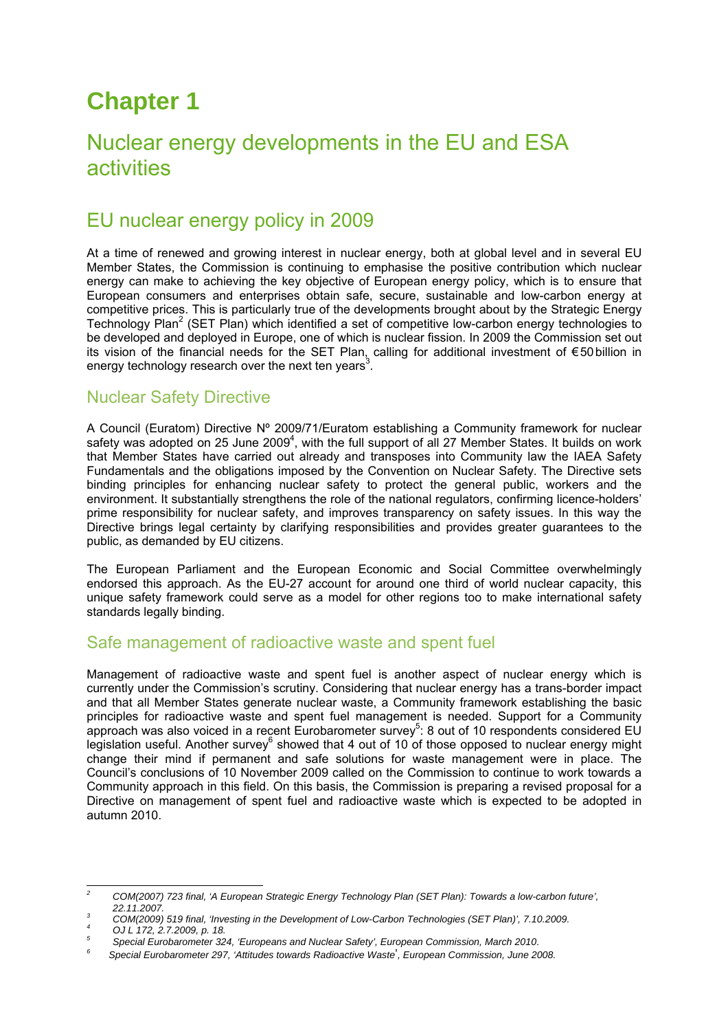# Chapter 1

## Nuclear energy developments in the EU and ESA activities

## EU nuclear energy policy in 2009

At a time of renewed and growing interest in nuclear energy, both at global level and in several EU Member States, the Commission is continuing to emphasise the positive contribution which nuclear energy can make to achieving the key objective of European energy policy, which is to ensure that European consumers and enterprises obtain safe, secure, sustainable and low-carbon energy at competitive prices. This is particularly true of the developments brought about by the Strategic Energy Technology Plan[2] (SET Plan) which identified a set of competitive low-carbon energy technologies to be developed and deployed in Europe, one of which is nuclear fission. In 2009 the Commission set out its vision of the financial needs for the SET Plan, calling for additional investment of €50 billion in energy technology research over the next ten years[3].

### Nuclear Safety Directive

A Council (Euratom) Directive Nº 2009/71/Euratom establishing a Community framework for nuclear safety was adopted on 25 June 2009[4], with the full support of all 27 Member States. It builds on work that Member States have carried out already and transposes into Community law the IAEA Safety Fundamentals and the obligations imposed by the Convention on Nuclear Safety. The Directive sets binding principles for enhancing nuclear safety to protect the general public, workers and the environment. It substantially strengthens the role of the national regulators, confirming licence-holders' prime responsibility for nuclear safety, and improves transparency on safety issues. In this way the Directive brings legal certainty by clarifying responsibilities and provides greater guarantees to the public, as demanded by EU citizens.

The European Parliament and the European Economic and Social Committee overwhelmingly endorsed this approach. As the EU-27 account for around one third of world nuclear capacity, this unique safety framework could serve as a model for other regions too to make international safety standards legally binding.

### Safe management of radioactive waste and spent fuel

Management of radioactive waste and spent fuel is another aspect of nuclear energy which is currently under the Commission's scrutiny. Considering that nuclear energy has a trans-border impact and that all Member States generate nuclear waste, a Community framework establishing the basic principles for radioactive waste and spent fuel management is needed. Support for a Community approach was also voiced in a recent Eurobarometer survey[5]: 8 out of 10 respondents considered EU legislation useful. Another survey[6] showed that 4 out of 10 of those opposed to nuclear energy might change their mind if permanent and safe solutions for waste management were in place. The Council's conclusions of 10 November 2009 called on the Commission to continue to work towards a Community approach in this field. On this basis, the Commission is preparing a revised proposal for a Directive on management of spent fuel and radioactive waste which is expected to be adopted in autumn 2010.

---

[2] *COM(2007) 723 final, 'A European Strategic Energy Technology Plan (SET Plan): Towards a low-carbon future', 22.11.2007.*

[3] *COM(2009) 519 final, 'Investing in the Development of Low-Carbon Technologies (SET Plan)', 7.10.2009.*

[4] *OJ L 172, 2.7.2009, p. 18.*

[5] *Special Eurobarometer 324, 'Europeans and Nuclear Safety', European Commission, March 2010.*

[6] *Special Eurobarometer 297, 'Attitudes towards Radioactive Waste', European Commission, June 2008.*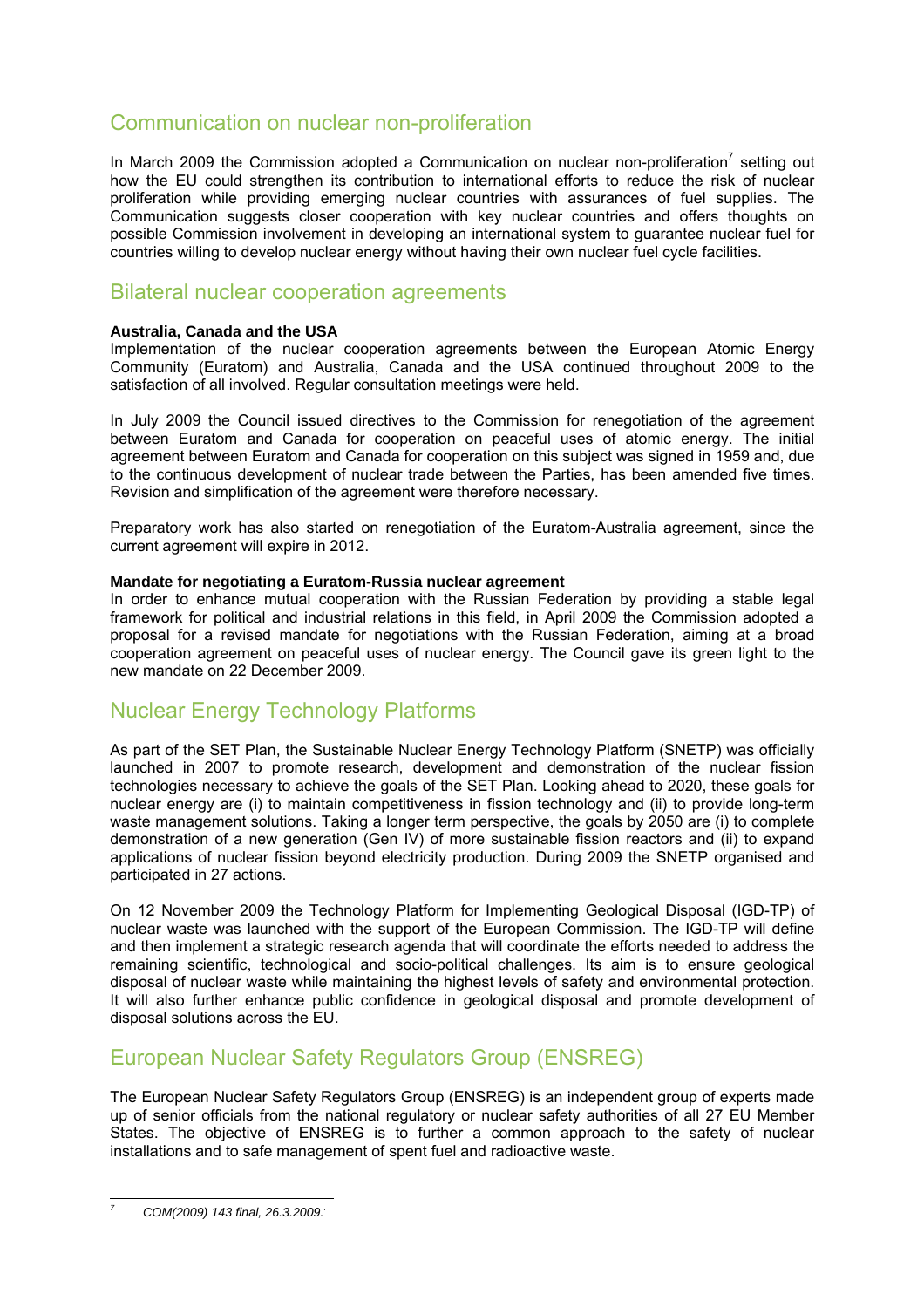## Communication on nuclear non-proliferation

In March 2009 the Commission adopted a Communication on nuclear non-proliferation[7] setting out how the EU could strengthen its contribution to international efforts to reduce the risk of nuclear proliferation while providing emerging nuclear countries with assurances of fuel supplies. The Communication suggests closer cooperation with key nuclear countries and offers thoughts on possible Commission involvement in developing an international system to guarantee nuclear fuel for countries willing to develop nuclear energy without having their own nuclear fuel cycle facilities.

## Bilateral nuclear cooperation agreements

**Australia, Canada and the USA**

Implementation of the nuclear cooperation agreements between the European Atomic Energy Community (Euratom) and Australia, Canada and the USA continued throughout 2009 to the satisfaction of all involved. Regular consultation meetings were held.

In July 2009 the Council issued directives to the Commission for renegotiation of the agreement between Euratom and Canada for cooperation on peaceful uses of atomic energy. The initial agreement between Euratom and Canada for cooperation on this subject was signed in 1959 and, due to the continuous development of nuclear trade between the Parties, has been amended five times. Revision and simplification of the agreement were therefore necessary.

Preparatory work has also started on renegotiation of the Euratom-Australia agreement, since the current agreement will expire in 2012.

**Mandate for negotiating a Euratom-Russia nuclear agreement**

In order to enhance mutual cooperation with the Russian Federation by providing a stable legal framework for political and industrial relations in this field, in April 2009 the Commission adopted a proposal for a revised mandate for negotiations with the Russian Federation, aiming at a broad cooperation agreement on peaceful uses of nuclear energy. The Council gave its green light to the new mandate on 22 December 2009.

## Nuclear Energy Technology Platforms

As part of the SET Plan, the Sustainable Nuclear Energy Technology Platform (SNETP) was officially launched in 2007 to promote research, development and demonstration of the nuclear fission technologies necessary to achieve the goals of the SET Plan. Looking ahead to 2020, these goals for nuclear energy are (i) to maintain competitiveness in fission technology and (ii) to provide long-term waste management solutions. Taking a longer term perspective, the goals by 2050 are (i) to complete demonstration of a new generation (Gen IV) of more sustainable fission reactors and (ii) to expand applications of nuclear fission beyond electricity production. During 2009 the SNETP organised and participated in 27 actions.

On 12 November 2009 the Technology Platform for Implementing Geological Disposal (IGD-TP) of nuclear waste was launched with the support of the European Commission. The IGD-TP will define and then implement a strategic research agenda that will coordinate the efforts needed to address the remaining scientific, technological and socio-political challenges. Its aim is to ensure geological disposal of nuclear waste while maintaining the highest levels of safety and environmental protection. It will also further enhance public confidence in geological disposal and promote development of disposal solutions across the EU.

## European Nuclear Safety Regulators Group (ENSREG)

The European Nuclear Safety Regulators Group (ENSREG) is an independent group of experts made up of senior officials from the national regulatory or nuclear safety authorities of all 27 EU Member States. The objective of ENSREG is to further a common approach to the safety of nuclear installations and to safe management of spent fuel and radioactive waste.

---

[7] *COM(2009) 143 final, 26.3.2009.*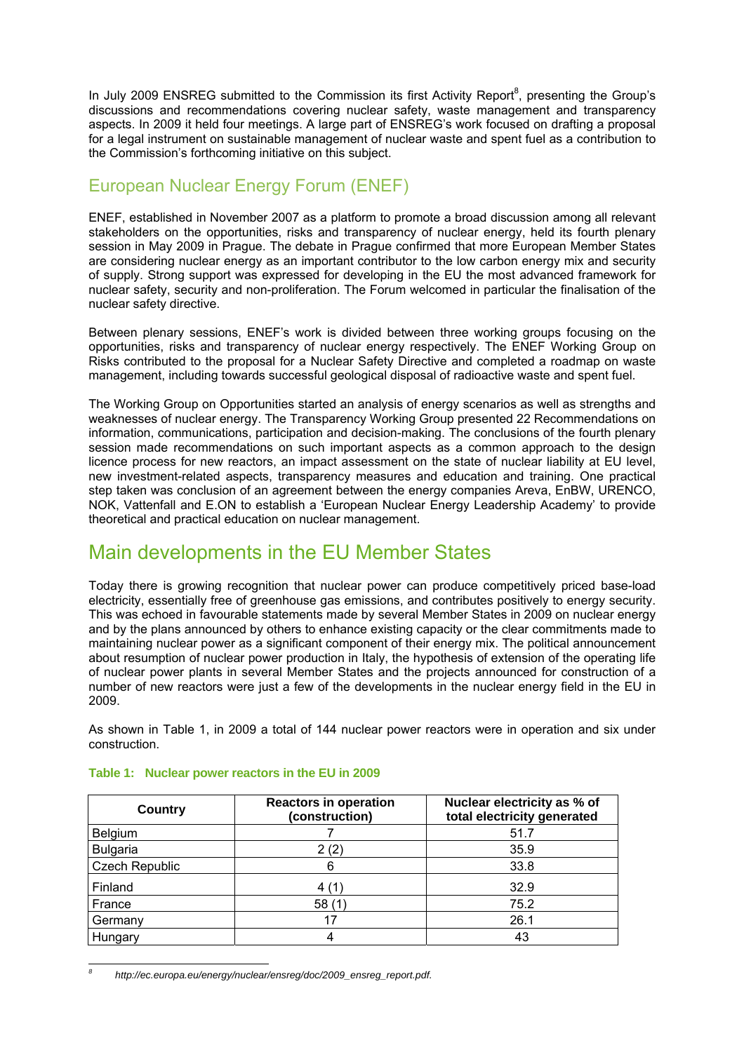In July 2009 ENSREG submitted to the Commission its first Activity Report[8], presenting the Group's discussions and recommendations covering nuclear safety, waste management and transparency aspects. In 2009 it held four meetings. A large part of ENSREG's work focused on drafting a proposal for a legal instrument on sustainable management of nuclear waste and spent fuel as a contribution to the Commission's forthcoming initiative on this subject.

## European Nuclear Energy Forum (ENEF)

ENEF, established in November 2007 as a platform to promote a broad discussion among all relevant stakeholders on the opportunities, risks and transparency of nuclear energy, held its fourth plenary session in May 2009 in Prague. The debate in Prague confirmed that more European Member States are considering nuclear energy as an important contributor to the low carbon energy mix and security of supply. Strong support was expressed for developing in the EU the most advanced framework for nuclear safety, security and non-proliferation. The Forum welcomed in particular the finalisation of the nuclear safety directive.

Between plenary sessions, ENEF's work is divided between three working groups focusing on the opportunities, risks and transparency of nuclear energy respectively. The ENEF Working Group on Risks contributed to the proposal for a Nuclear Safety Directive and completed a roadmap on waste management, including towards successful geological disposal of radioactive waste and spent fuel.

The Working Group on Opportunities started an analysis of energy scenarios as well as strengths and weaknesses of nuclear energy. The Transparency Working Group presented 22 Recommendations on information, communications, participation and decision-making. The conclusions of the fourth plenary session made recommendations on such important aspects as a common approach to the design licence process for new reactors, an impact assessment on the state of nuclear liability at EU level, new investment-related aspects, transparency measures and education and training. One practical step taken was conclusion of an agreement between the energy companies Areva, EnBW, URENCO, NOK, Vattenfall and E.ON to establish a 'European Nuclear Energy Leadership Academy' to provide theoretical and practical education on nuclear management.

# Main developments in the EU Member States

Today there is growing recognition that nuclear power can produce competitively priced base-load electricity, essentially free of greenhouse gas emissions, and contributes positively to energy security. This was echoed in favourable statements made by several Member States in 2009 on nuclear energy and by the plans announced by others to enhance existing capacity or the clear commitments made to maintaining nuclear power as a significant component of their energy mix. The political announcement about resumption of nuclear power production in Italy, the hypothesis of extension of the operating life of nuclear power plants in several Member States and the projects announced for construction of a number of new reactors were just a few of the developments in the nuclear energy field in the EU in 2009.

As shown in Table 1, in 2009 a total of 144 nuclear power reactors were in operation and six under construction.

**Table 1: Nuclear power reactors in the EU in 2009**

| Country | Reactors in operation (construction) | Nuclear electricity as % of total electricity generated |
|---|---|---|
| Belgium | 7 | 51.7 |
| Bulgaria | 2 (2) | 35.9 |
| Czech Republic | 6 | 33.8 |
| Finland | 4 (1) | 32.9 |
| France | 58 (1) | 75.2 |
| Germany | 17 | 26.1 |
| Hungary | 4 | 43 |

[8] *http://ec.europa.eu/energy/nuclear/ensreg/doc/2009_ensreg_report.pdf.*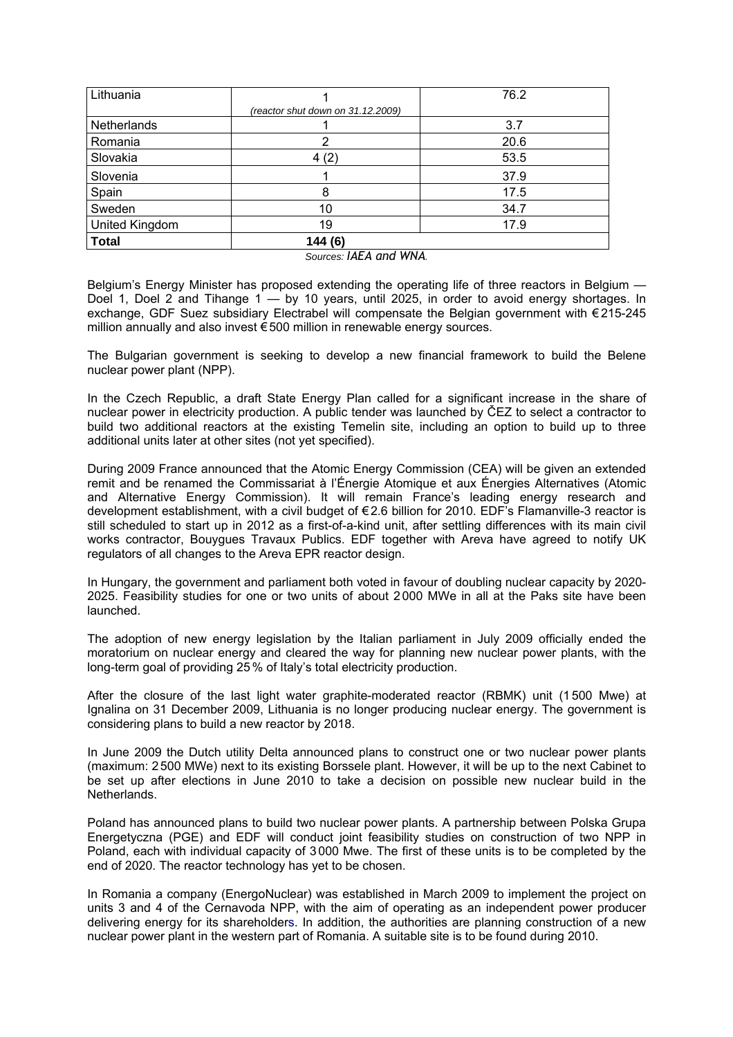| Lithuania | 1<br>*(reactor shut down on 31.12.2009)* | 76.2 |
|---|---|---|
| Netherlands | 1 | 3.7 |
| Romania | 2 | 20.6 |
| Slovakia | 4 (2) | 53.5 |
| Slovenia | 1 | 37.9 |
| Spain | 8 | 17.5 |
| Sweden | 10 | 34.7 |
| United Kingdom | 19 | 17.9 |
| **Total** | **144 (6)** | |

*Sources: IAEA and WNA.*

Belgium's Energy Minister has proposed extending the operating life of three reactors in Belgium — Doel 1, Doel 2 and Tihange 1 — by 10 years, until 2025, in order to avoid energy shortages. In exchange, GDF Suez subsidiary Electrabel will compensate the Belgian government with €215-245 million annually and also invest €500 million in renewable energy sources.

The Bulgarian government is seeking to develop a new financial framework to build the Belene nuclear power plant (NPP).

In the Czech Republic, a draft State Energy Plan called for a significant increase in the share of nuclear power in electricity production. A public tender was launched by ČEZ to select a contractor to build two additional reactors at the existing Temelin site, including an option to build up to three additional units later at other sites (not yet specified).

During 2009 France announced that the Atomic Energy Commission (CEA) will be given an extended remit and be renamed the Commissariat à l'Énergie Atomique et aux Énergies Alternatives (Atomic and Alternative Energy Commission). It will remain France's leading energy research and development establishment, with a civil budget of €2.6 billion for 2010. EDF's Flamanville-3 reactor is still scheduled to start up in 2012 as a first-of-a-kind unit, after settling differences with its main civil works contractor, Bouygues Travaux Publics. EDF together with Areva have agreed to notify UK regulators of all changes to the Areva EPR reactor design.

In Hungary, the government and parliament both voted in favour of doubling nuclear capacity by 2020-2025. Feasibility studies for one or two units of about 2000 MWe in all at the Paks site have been launched.

The adoption of new energy legislation by the Italian parliament in July 2009 officially ended the moratorium on nuclear energy and cleared the way for planning new nuclear power plants, with the long-term goal of providing 25% of Italy's total electricity production.

After the closure of the last light water graphite-moderated reactor (RBMK) unit (1500 Mwe) at Ignalina on 31 December 2009, Lithuania is no longer producing nuclear energy. The government is considering plans to build a new reactor by 2018.

In June 2009 the Dutch utility Delta announced plans to construct one or two nuclear power plants (maximum: 2500 MWe) next to its existing Borssele plant. However, it will be up to the next Cabinet to be set up after elections in June 2010 to take a decision on possible new nuclear build in the Netherlands.

Poland has announced plans to build two nuclear power plants. A partnership between Polska Grupa Energetyczna (PGE) and EDF will conduct joint feasibility studies on construction of two NPP in Poland, each with individual capacity of 3000 Mwe. The first of these units is to be completed by the end of 2020. The reactor technology has yet to be chosen.

In Romania a company (EnergoNuclear) was established in March 2009 to implement the project on units 3 and 4 of the Cernavoda NPP, with the aim of operating as an independent power producer delivering energy for its shareholders. In addition, the authorities are planning construction of a new nuclear power plant in the western part of Romania. A suitable site is to be found during 2010.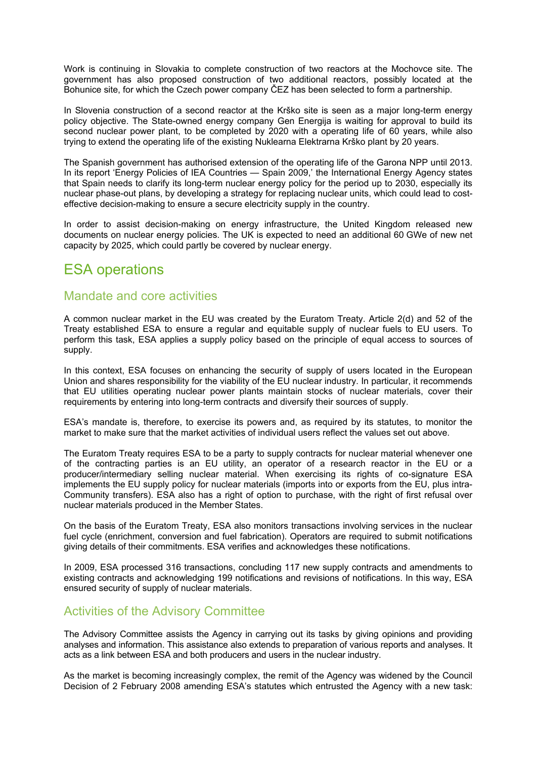Work is continuing in Slovakia to complete construction of two reactors at the Mochovce site. The government has also proposed construction of two additional reactors, possibly located at the Bohunice site, for which the Czech power company ČEZ has been selected to form a partnership.

In Slovenia construction of a second reactor at the Krško site is seen as a major long-term energy policy objective. The State-owned energy company Gen Energija is waiting for approval to build its second nuclear power plant, to be completed by 2020 with a operating life of 60 years, while also trying to extend the operating life of the existing Nuklearna Elektrarna Krško plant by 20 years.

The Spanish government has authorised extension of the operating life of the Garona NPP until 2013. In its report 'Energy Policies of IEA Countries — Spain 2009,' the International Energy Agency states that Spain needs to clarify its long-term nuclear energy policy for the period up to 2030, especially its nuclear phase-out plans, by developing a strategy for replacing nuclear units, which could lead to cost-effective decision-making to ensure a secure electricity supply in the country.

In order to assist decision-making on energy infrastructure, the United Kingdom released new documents on nuclear energy policies. The UK is expected to need an additional 60 GWe of new net capacity by 2025, which could partly be covered by nuclear energy.

# ESA operations

## Mandate and core activities

A common nuclear market in the EU was created by the Euratom Treaty. Article 2(d) and 52 of the Treaty established ESA to ensure a regular and equitable supply of nuclear fuels to EU users. To perform this task, ESA applies a supply policy based on the principle of equal access to sources of supply.

In this context, ESA focuses on enhancing the security of supply of users located in the European Union and shares responsibility for the viability of the EU nuclear industry. In particular, it recommends that EU utilities operating nuclear power plants maintain stocks of nuclear materials, cover their requirements by entering into long-term contracts and diversify their sources of supply.

ESA's mandate is, therefore, to exercise its powers and, as required by its statutes, to monitor the market to make sure that the market activities of individual users reflect the values set out above.

The Euratom Treaty requires ESA to be a party to supply contracts for nuclear material whenever one of the contracting parties is an EU utility, an operator of a research reactor in the EU or a producer/intermediary selling nuclear material. When exercising its rights of co-signature ESA implements the EU supply policy for nuclear materials (imports into or exports from the EU, plus intra-Community transfers). ESA also has a right of option to purchase, with the right of first refusal over nuclear materials produced in the Member States.

On the basis of the Euratom Treaty, ESA also monitors transactions involving services in the nuclear fuel cycle (enrichment, conversion and fuel fabrication). Operators are required to submit notifications giving details of their commitments. ESA verifies and acknowledges these notifications.

In 2009, ESA processed 316 transactions, concluding 117 new supply contracts and amendments to existing contracts and acknowledging 199 notifications and revisions of notifications. In this way, ESA ensured security of supply of nuclear materials.

## Activities of the Advisory Committee

The Advisory Committee assists the Agency in carrying out its tasks by giving opinions and providing analyses and information. This assistance also extends to preparation of various reports and analyses. It acts as a link between ESA and both producers and users in the nuclear industry.

As the market is becoming increasingly complex, the remit of the Agency was widened by the Council Decision of 2 February 2008 amending ESA's statutes which entrusted the Agency with a new task: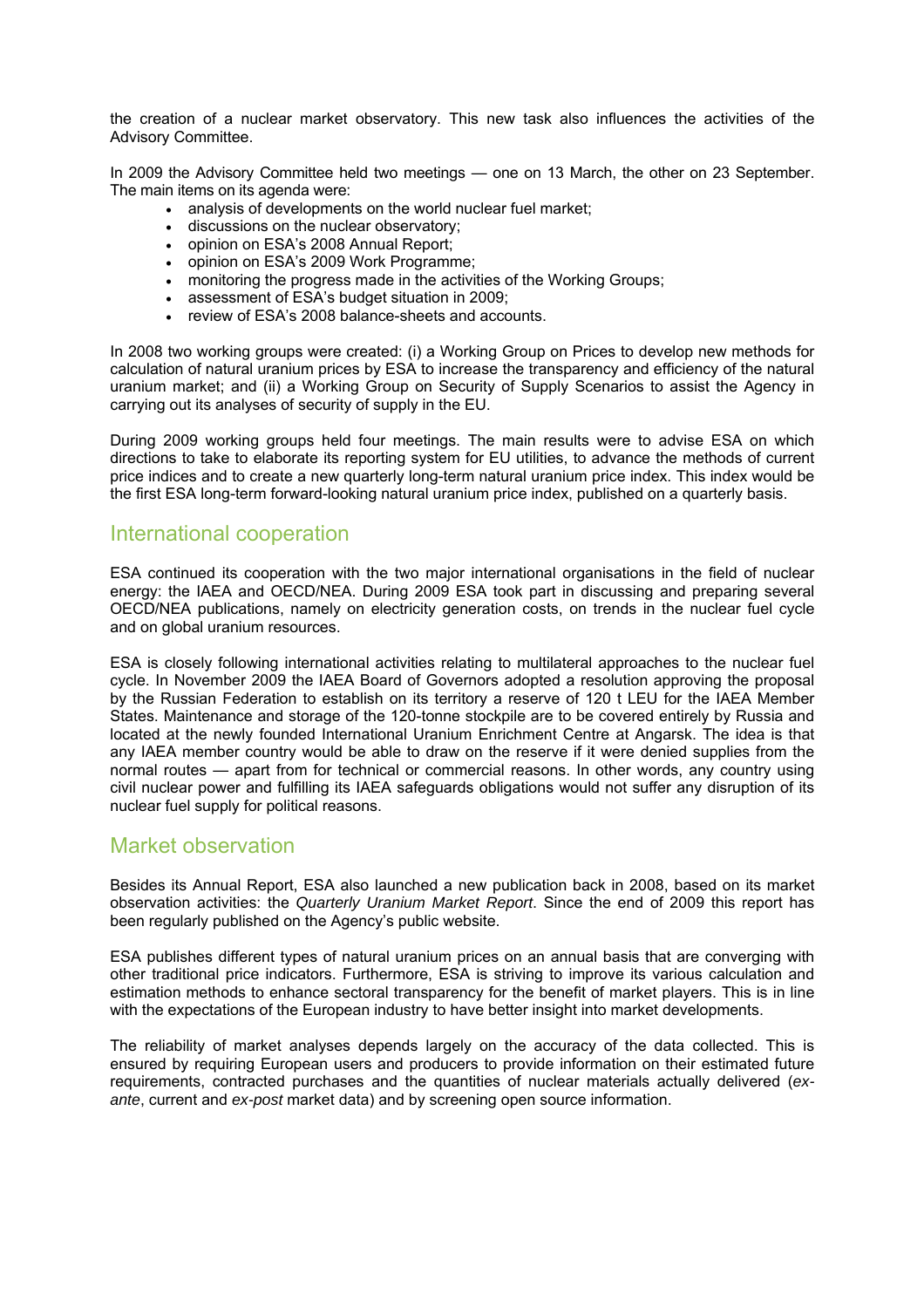the creation of a nuclear market observatory. This new task also influences the activities of the Advisory Committee.

In 2009 the Advisory Committee held two meetings — one on 13 March, the other on 23 September. The main items on its agenda were:

- analysis of developments on the world nuclear fuel market;
- discussions on the nuclear observatory;
- opinion on ESA's 2008 Annual Report;
- opinion on ESA's 2009 Work Programme;
- monitoring the progress made in the activities of the Working Groups;
- assessment of ESA's budget situation in 2009;
- review of ESA's 2008 balance-sheets and accounts.

In 2008 two working groups were created: (i) a Working Group on Prices to develop new methods for calculation of natural uranium prices by ESA to increase the transparency and efficiency of the natural uranium market; and (ii) a Working Group on Security of Supply Scenarios to assist the Agency in carrying out its analyses of security of supply in the EU.

During 2009 working groups held four meetings. The main results were to advise ESA on which directions to take to elaborate its reporting system for EU utilities, to advance the methods of current price indices and to create a new quarterly long-term natural uranium price index. This index would be the first ESA long-term forward-looking natural uranium price index, published on a quarterly basis.

## International cooperation

ESA continued its cooperation with the two major international organisations in the field of nuclear energy: the IAEA and OECD/NEA. During 2009 ESA took part in discussing and preparing several OECD/NEA publications, namely on electricity generation costs, on trends in the nuclear fuel cycle and on global uranium resources.

ESA is closely following international activities relating to multilateral approaches to the nuclear fuel cycle. In November 2009 the IAEA Board of Governors adopted a resolution approving the proposal by the Russian Federation to establish on its territory a reserve of 120 t LEU for the IAEA Member States. Maintenance and storage of the 120-tonne stockpile are to be covered entirely by Russia and located at the newly founded International Uranium Enrichment Centre at Angarsk. The idea is that any IAEA member country would be able to draw on the reserve if it were denied supplies from the normal routes — apart from for technical or commercial reasons. In other words, any country using civil nuclear power and fulfilling its IAEA safeguards obligations would not suffer any disruption of its nuclear fuel supply for political reasons.

## Market observation

Besides its Annual Report, ESA also launched a new publication back in 2008, based on its market observation activities: the *Quarterly Uranium Market Report*. Since the end of 2009 this report has been regularly published on the Agency's public website.

ESA publishes different types of natural uranium prices on an annual basis that are converging with other traditional price indicators. Furthermore, ESA is striving to improve its various calculation and estimation methods to enhance sectoral transparency for the benefit of market players. This is in line with the expectations of the European industry to have better insight into market developments.

The reliability of market analyses depends largely on the accuracy of the data collected. This is ensured by requiring European users and producers to provide information on their estimated future requirements, contracted purchases and the quantities of nuclear materials actually delivered (*ex-ante*, current and *ex-post* market data) and by screening open source information.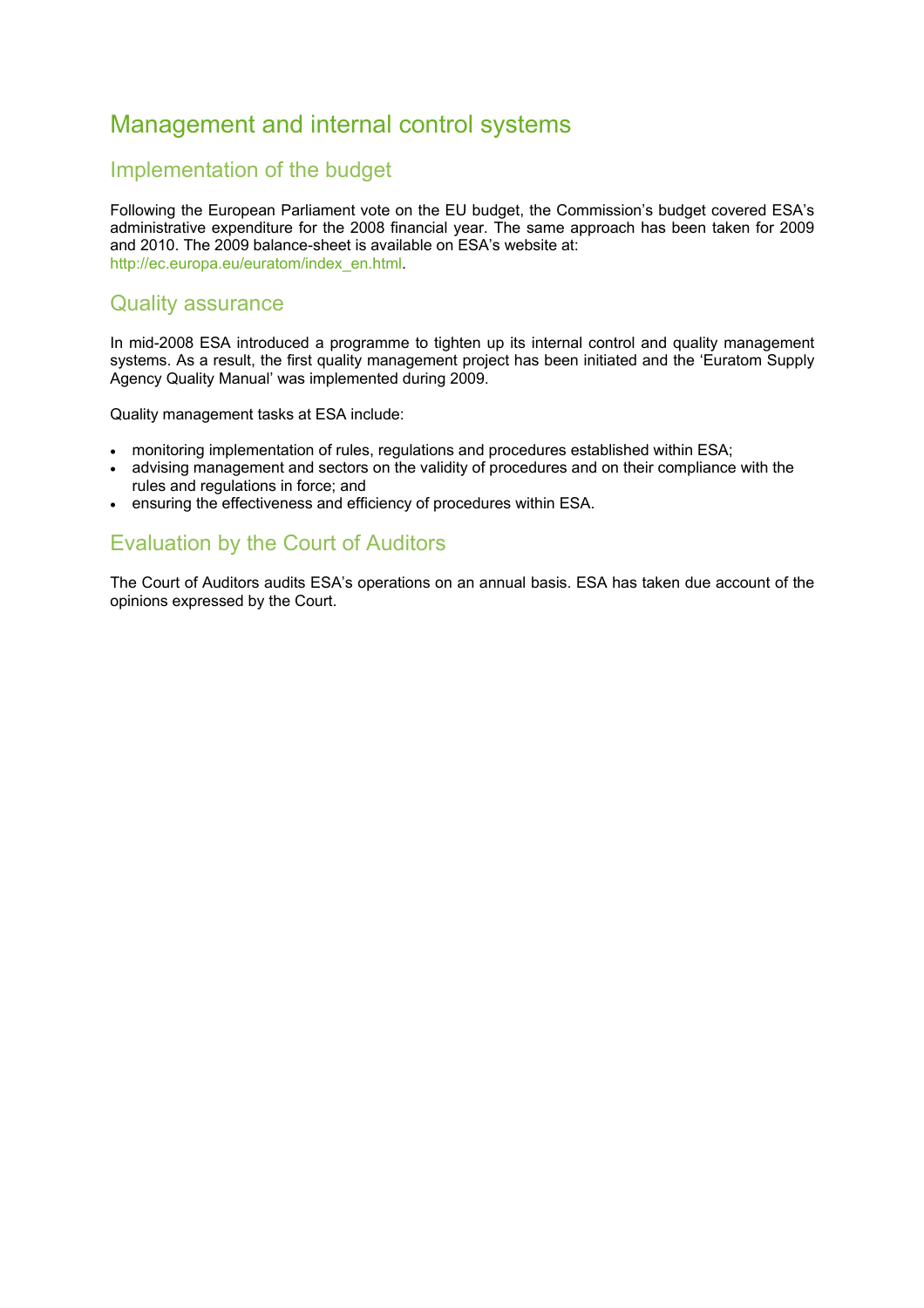# Management and internal control systems

## Implementation of the budget

Following the European Parliament vote on the EU budget, the Commission's budget covered ESA's administrative expenditure for the 2008 financial year. The same approach has been taken for 2009 and 2010. The 2009 balance-sheet is available on ESA's website at:
http://ec.europa.eu/euratom/index_en.html.

## Quality assurance

In mid-2008 ESA introduced a programme to tighten up its internal control and quality management systems. As a result, the first quality management project has been initiated and the 'Euratom Supply Agency Quality Manual' was implemented during 2009.

Quality management tasks at ESA include:

- monitoring implementation of rules, regulations and procedures established within ESA;
- advising management and sectors on the validity of procedures and on their compliance with the rules and regulations in force; and
- ensuring the effectiveness and efficiency of procedures within ESA.

## Evaluation by the Court of Auditors

The Court of Auditors audits ESA's operations on an annual basis. ESA has taken due account of the opinions expressed by the Court.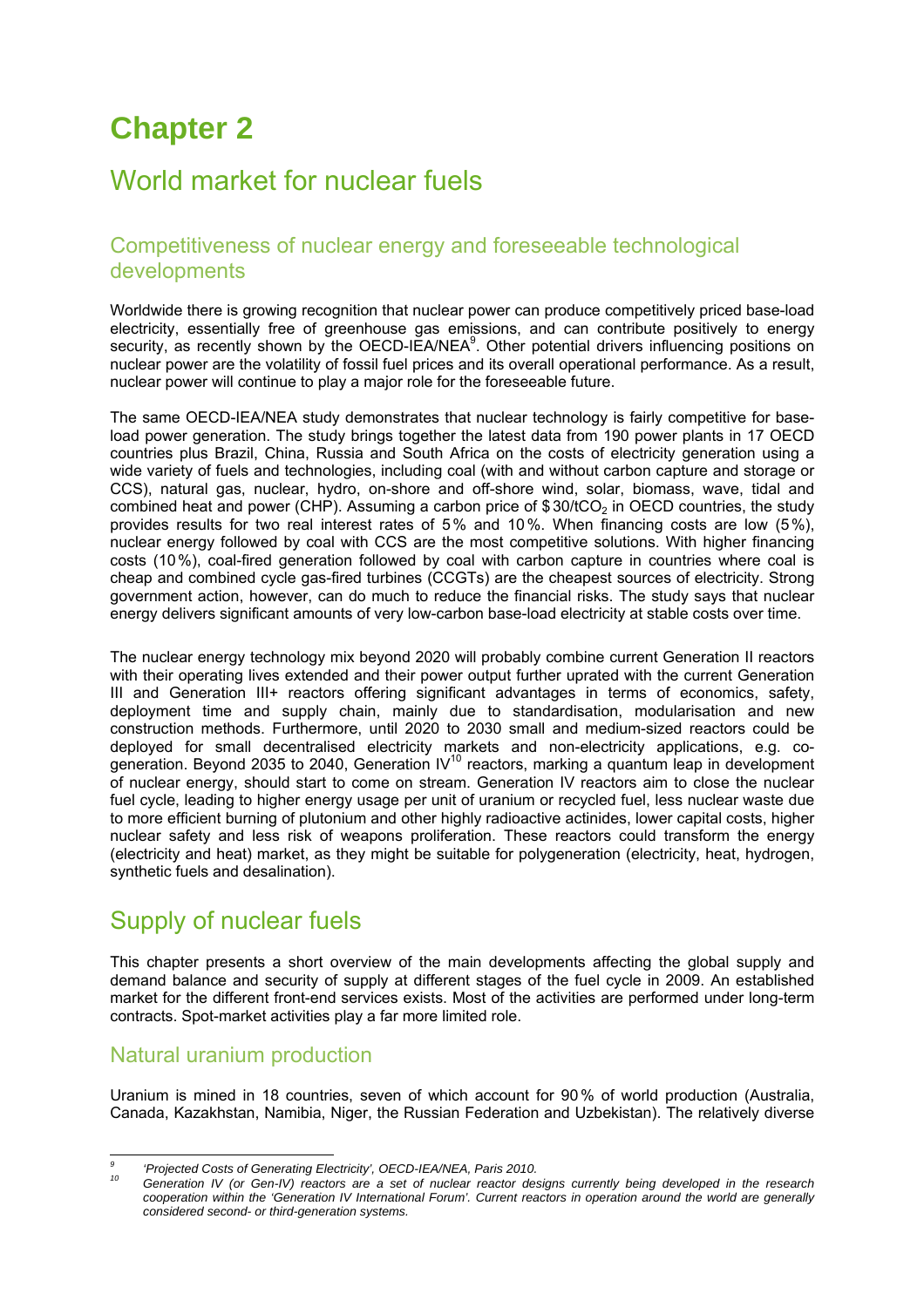# Chapter 2

## World market for nuclear fuels

### Competitiveness of nuclear energy and foreseeable technological developments

Worldwide there is growing recognition that nuclear power can produce competitively priced base-load electricity, essentially free of greenhouse gas emissions, and can contribute positively to energy security, as recently shown by the OECD-IEA/NEA[9]. Other potential drivers influencing positions on nuclear power are the volatility of fossil fuel prices and its overall operational performance. As a result, nuclear power will continue to play a major role for the foreseeable future.

The same OECD-IEA/NEA study demonstrates that nuclear technology is fairly competitive for base-load power generation. The study brings together the latest data from 190 power plants in 17 OECD countries plus Brazil, China, Russia and South Africa on the costs of electricity generation using a wide variety of fuels and technologies, including coal (with and without carbon capture and storage or CCS), natural gas, nuclear, hydro, on-shore and off-shore wind, solar, biomass, wave, tidal and combined heat and power (CHP). Assuming a carbon price of $30/t$CO_2$ in OECD countries, the study provides results for two real interest rates of 5 % and 10 %. When financing costs are low (5 %), nuclear energy followed by coal with CCS are the most competitive solutions. With higher financing costs (10 %), coal-fired generation followed by coal with carbon capture in countries where coal is cheap and combined cycle gas-fired turbines (CCGTs) are the cheapest sources of electricity. Strong government action, however, can do much to reduce the financial risks. The study says that nuclear energy delivers significant amounts of very low-carbon base-load electricity at stable costs over time.

The nuclear energy technology mix beyond 2020 will probably combine current Generation II reactors with their operating lives extended and their power output further uprated with the current Generation III and Generation III+ reactors offering significant advantages in terms of economics, safety, deployment time and supply chain, mainly due to standardisation, modularisation and new construction methods. Furthermore, until 2020 to 2030 small and medium-sized reactors could be deployed for small decentralised electricity markets and non-electricity applications, e.g. co-generation. Beyond 2035 to 2040, Generation IV[10] reactors, marking a quantum leap in development of nuclear energy, should start to come on stream. Generation IV reactors aim to close the nuclear fuel cycle, leading to higher energy usage per unit of uranium or recycled fuel, less nuclear waste due to more efficient burning of plutonium and other highly radioactive actinides, lower capital costs, higher nuclear safety and less risk of weapons proliferation. These reactors could transform the energy (electricity and heat) market, as they might be suitable for polygeneration (electricity, heat, hydrogen, synthetic fuels and desalination).

## Supply of nuclear fuels

This chapter presents a short overview of the main developments affecting the global supply and demand balance and security of supply at different stages of the fuel cycle in 2009. An established market for the different front-end services exists. Most of the activities are performed under long-term contracts. Spot-market activities play a far more limited role.

### Natural uranium production

Uranium is mined in 18 countries, seven of which account for 90 % of world production (Australia, Canada, Kazakhstan, Namibia, Niger, the Russian Federation and Uzbekistan). The relatively diverse

---

[9] *'Projected Costs of Generating Electricity', OECD-IEA/NEA, Paris 2010.*

[10] *Generation IV (or Gen-IV) reactors are a set of nuclear reactor designs currently being developed in the research cooperation within the 'Generation IV International Forum'. Current reactors in operation around the world are generally considered second- or third-generation systems.*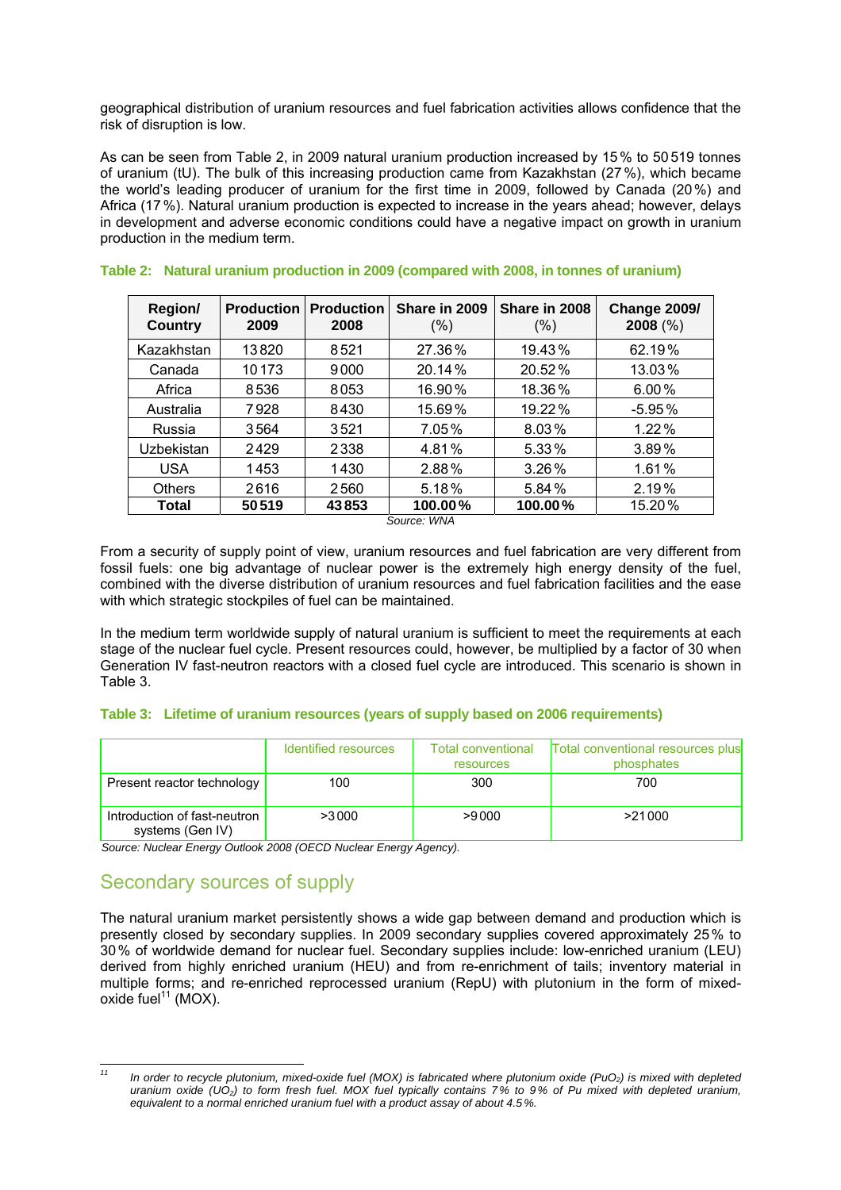geographical distribution of uranium resources and fuel fabrication activities allows confidence that the risk of disruption is low.

As can be seen from Table 2, in 2009 natural uranium production increased by 15 % to 50 519 tonnes of uranium (tU). The bulk of this increasing production came from Kazakhstan (27 %), which became the world's leading producer of uranium for the first time in 2009, followed by Canada (20 %) and Africa (17 %). Natural uranium production is expected to increase in the years ahead; however, delays in development and adverse economic conditions could have a negative impact on growth in uranium production in the medium term.

**Table 2: Natural uranium production in 2009 (compared with 2008, in tonnes of uranium)**

| Region/ Country | Production 2009 | Production 2008 | Share in 2009 (%) | Share in 2008 (%) | Change 2009/ 2008 (%) |
|---|---|---|---|---|---|
| Kazakhstan | 13 820 | 8 521 | 27.36 % | 19.43 % | 62.19 % |
| Canada | 10 173 | 9 000 | 20.14 % | 20.52 % | 13.03 % |
| Africa | 8 536 | 8 053 | 16.90 % | 18.36 % | 6.00 % |
| Australia | 7 928 | 8 430 | 15.69 % | 19.22 % | -5.95 % |
| Russia | 3 564 | 3 521 | 7.05 % | 8.03 % | 1.22 % |
| Uzbekistan | 2 429 | 2 338 | 4.81 % | 5.33 % | 3.89 % |
| USA | 1 453 | 1 430 | 2.88 % | 3.26 % | 1.61 % |
| Others | 2 616 | 2 560 | 5.18 % | 5.84 % | 2.19 % |
| **Total** | **50 519** | **43 853** | **100.00 %** | **100.00 %** | 15.20 % |

*Source: WNA*

From a security of supply point of view, uranium resources and fuel fabrication are very different from fossil fuels: one big advantage of nuclear power is the extremely high energy density of the fuel, combined with the diverse distribution of uranium resources and fuel fabrication facilities and the ease with which strategic stockpiles of fuel can be maintained.

In the medium term worldwide supply of natural uranium is sufficient to meet the requirements at each stage of the nuclear fuel cycle. Present resources could, however, be multiplied by a factor of 30 when Generation IV fast-neutron reactors with a closed fuel cycle are introduced. This scenario is shown in Table 3.

**Table 3: Lifetime of uranium resources (years of supply based on 2006 requirements)**

| | Identified resources | Total conventional resources | Total conventional resources plus phosphates |
|---|---|---|---|
| Present reactor technology | 100 | 300 | 700 |
| Introduction of fast-neutron systems (Gen IV) | >3 000 | >9 000 | >21 000 |

*Source: Nuclear Energy Outlook 2008 (OECD Nuclear Energy Agency).*

## Secondary sources of supply

The natural uranium market persistently shows a wide gap between demand and production which is presently closed by secondary supplies. In 2009 secondary supplies covered approximately 25 % to 30 % of worldwide demand for nuclear fuel. Secondary supplies include: low-enriched uranium (LEU) derived from highly enriched uranium (HEU) and from re-enrichment of tails; inventory material in multiple forms; and re-enriched reprocessed uranium (RepU) with plutonium in the form of mixed-oxide fuel[11] (MOX).

---

[11] *In order to recycle plutonium, mixed-oxide fuel (MOX) is fabricated where plutonium oxide ($PuO_2$) is mixed with depleted uranium oxide ($UO_2$) to form fresh fuel. MOX fuel typically contains 7 % to 9 % of Pu mixed with depleted uranium, equivalent to a normal enriched uranium fuel with a product assay of about 4.5 %.*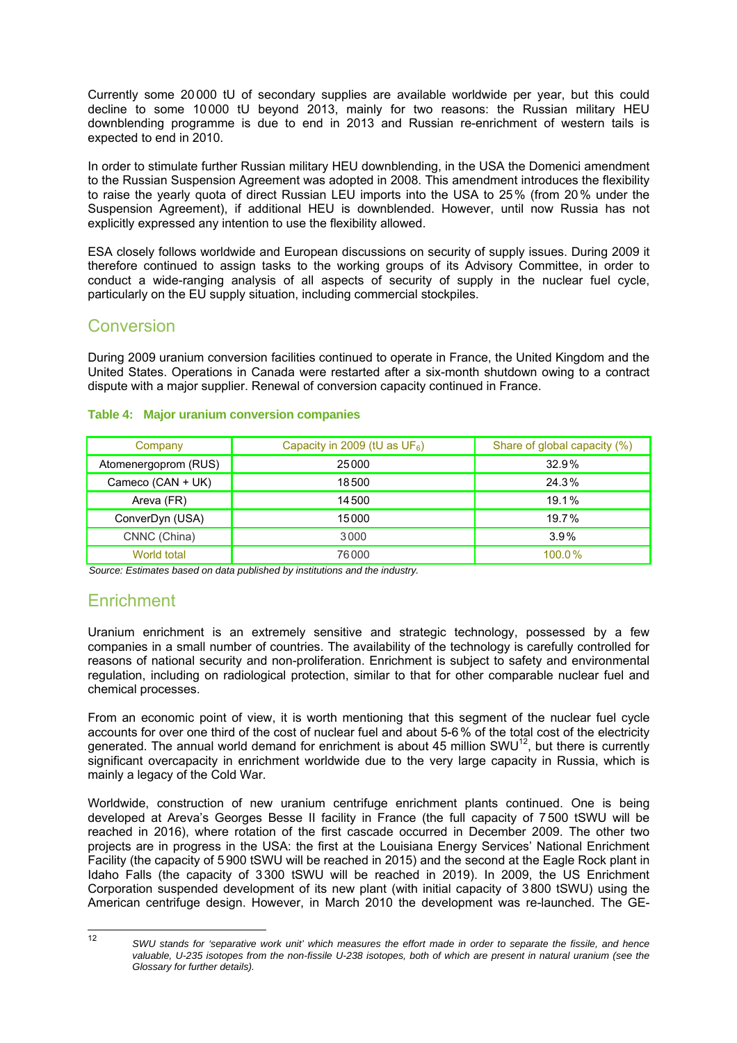Currently some 20 000 tU of secondary supplies are available worldwide per year, but this could decline to some 10 000 tU beyond 2013, mainly for two reasons: the Russian military HEU downblending programme is due to end in 2013 and Russian re-enrichment of western tails is expected to end in 2010.

In order to stimulate further Russian military HEU downblending, in the USA the Domenici amendment to the Russian Suspension Agreement was adopted in 2008. This amendment introduces the flexibility to raise the yearly quota of direct Russian LEU imports into the USA to 25 % (from 20 % under the Suspension Agreement), if additional HEU is downblended. However, until now Russia has not explicitly expressed any intention to use the flexibility allowed.

ESA closely follows worldwide and European discussions on security of supply issues. During 2009 it therefore continued to assign tasks to the working groups of its Advisory Committee, in order to conduct a wide-ranging analysis of all aspects of security of supply in the nuclear fuel cycle, particularly on the EU supply situation, including commercial stockpiles.

## Conversion

During 2009 uranium conversion facilities continued to operate in France, the United Kingdom and the United States. Operations in Canada were restarted after a six-month shutdown owing to a contract dispute with a major supplier. Renewal of conversion capacity continued in France.

**Table 4: Major uranium conversion companies**

| Company | Capacity in 2009 (tU as $UF_6$) | Share of global capacity (%) |
|---|---|---|
| Atomenergoprom (RUS) | 25 000 | 32.9 % |
| Cameco (CAN + UK) | 18 500 | 24.3 % |
| Areva (FR) | 14 500 | 19.1 % |
| ConverDyn (USA) | 15 000 | 19.7 % |
| CNNC (China) | 3 000 | 3.9 % |
| World total | 76 000 | 100.0 % |

*Source: Estimates based on data published by institutions and the industry.*

## Enrichment

Uranium enrichment is an extremely sensitive and strategic technology, possessed by a few companies in a small number of countries. The availability of the technology is carefully controlled for reasons of national security and non-proliferation. Enrichment is subject to safety and environmental regulation, including on radiological protection, similar to that for other comparable nuclear fuel and chemical processes.

From an economic point of view, it is worth mentioning that this segment of the nuclear fuel cycle accounts for over one third of the cost of nuclear fuel and about 5-6 % of the total cost of the electricity generated. The annual world demand for enrichment is about 45 million SWU[12], but there is currently significant overcapacity in enrichment worldwide due to the very large capacity in Russia, which is mainly a legacy of the Cold War.

Worldwide, construction of new uranium centrifuge enrichment plants continued. One is being developed at Areva's Georges Besse II facility in France (the full capacity of 7 500 tSWU will be reached in 2016), where rotation of the first cascade occurred in December 2009. The other two projects are in progress in the USA: the first at the Louisiana Energy Services' National Enrichment Facility (the capacity of 5 900 tSWU will be reached in 2015) and the second at the Eagle Rock plant in Idaho Falls (the capacity of 3 300 tSWU will be reached in 2019). In 2009, the US Enrichment Corporation suspended development of its new plant (with initial capacity of 3 800 tSWU) using the American centrifuge design. However, in March 2010 the development was re-launched. The GE-

---

[12] *SWU stands for 'separative work unit' which measures the effort made in order to separate the fissile, and hence valuable, U-235 isotopes from the non-fissile U-238 isotopes, both of which are present in natural uranium (see the Glossary for further details).*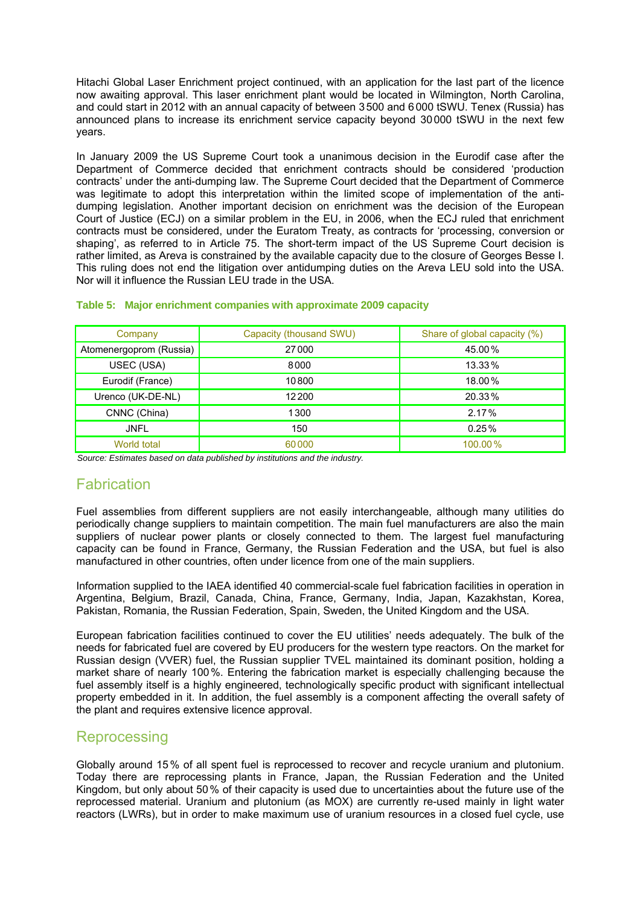Hitachi Global Laser Enrichment project continued, with an application for the last part of the licence now awaiting approval. This laser enrichment plant would be located in Wilmington, North Carolina, and could start in 2012 with an annual capacity of between 3 500 and 6 000 tSWU. Tenex (Russia) has announced plans to increase its enrichment service capacity beyond 30 000 tSWU in the next few years.

In January 2009 the US Supreme Court took a unanimous decision in the Eurodif case after the Department of Commerce decided that enrichment contracts should be considered 'production contracts' under the anti-dumping law. The Supreme Court decided that the Department of Commerce was legitimate to adopt this interpretation within the limited scope of implementation of the anti-dumping legislation. Another important decision on enrichment was the decision of the European Court of Justice (ECJ) on a similar problem in the EU, in 2006, when the ECJ ruled that enrichment contracts must be considered, under the Euratom Treaty, as contracts for 'processing, conversion or shaping', as referred to in Article 75. The short-term impact of the US Supreme Court decision is rather limited, as Areva is constrained by the available capacity due to the closure of Georges Besse I. This ruling does not end the litigation over antidumping duties on the Areva LEU sold into the USA. Nor will it influence the Russian LEU trade in the USA.

**Table 5: Major enrichment companies with approximate 2009 capacity**

| Company | Capacity (thousand SWU) | Share of global capacity (%) |
|---|---|---|
| Atomenergoprom (Russia) | 27 000 | 45.00 % |
| USEC (USA) | 8 000 | 13.33 % |
| Eurodif (France) | 10 800 | 18.00 % |
| Urenco (UK-DE-NL) | 12 200 | 20.33 % |
| CNNC (China) | 1 300 | 2.17 % |
| JNFL | 150 | 0.25 % |
| World total | 60 000 | 100.00 % |

*Source: Estimates based on data published by institutions and the industry.*

## Fabrication

Fuel assemblies from different suppliers are not easily interchangeable, although many utilities do periodically change suppliers to maintain competition. The main fuel manufacturers are also the main suppliers of nuclear power plants or closely connected to them. The largest fuel manufacturing capacity can be found in France, Germany, the Russian Federation and the USA, but fuel is also manufactured in other countries, often under licence from one of the main suppliers.

Information supplied to the IAEA identified 40 commercial-scale fuel fabrication facilities in operation in Argentina, Belgium, Brazil, Canada, China, France, Germany, India, Japan, Kazakhstan, Korea, Pakistan, Romania, the Russian Federation, Spain, Sweden, the United Kingdom and the USA.

European fabrication facilities continued to cover the EU utilities' needs adequately. The bulk of the needs for fabricated fuel are covered by EU producers for the western type reactors. On the market for Russian design (VVER) fuel, the Russian supplier TVEL maintained its dominant position, holding a market share of nearly 100 %. Entering the fabrication market is especially challenging because the fuel assembly itself is a highly engineered, technologically specific product with significant intellectual property embedded in it. In addition, the fuel assembly is a component affecting the overall safety of the plant and requires extensive licence approval.

## Reprocessing

Globally around 15 % of all spent fuel is reprocessed to recover and recycle uranium and plutonium. Today there are reprocessing plants in France, Japan, the Russian Federation and the United Kingdom, but only about 50 % of their capacity is used due to uncertainties about the future use of the reprocessed material. Uranium and plutonium (as MOX) are currently re-used mainly in light water reactors (LWRs), but in order to make maximum use of uranium resources in a closed fuel cycle, use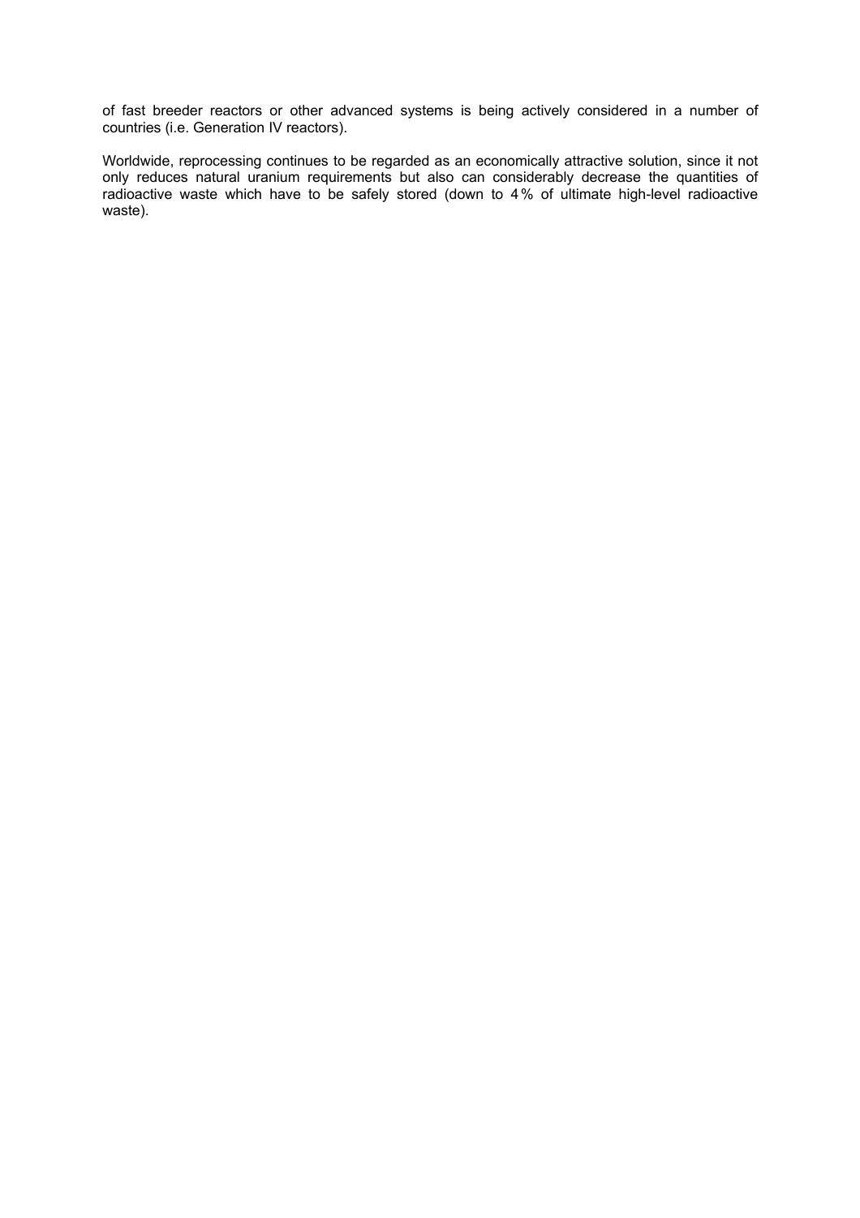of fast breeder reactors or other advanced systems is being actively considered in a number of countries (i.e. Generation IV reactors).

Worldwide, reprocessing continues to be regarded as an economically attractive solution, since it not only reduces natural uranium requirements but also can considerably decrease the quantities of radioactive waste which have to be safely stored (down to 4 % of ultimate high-level radioactive waste).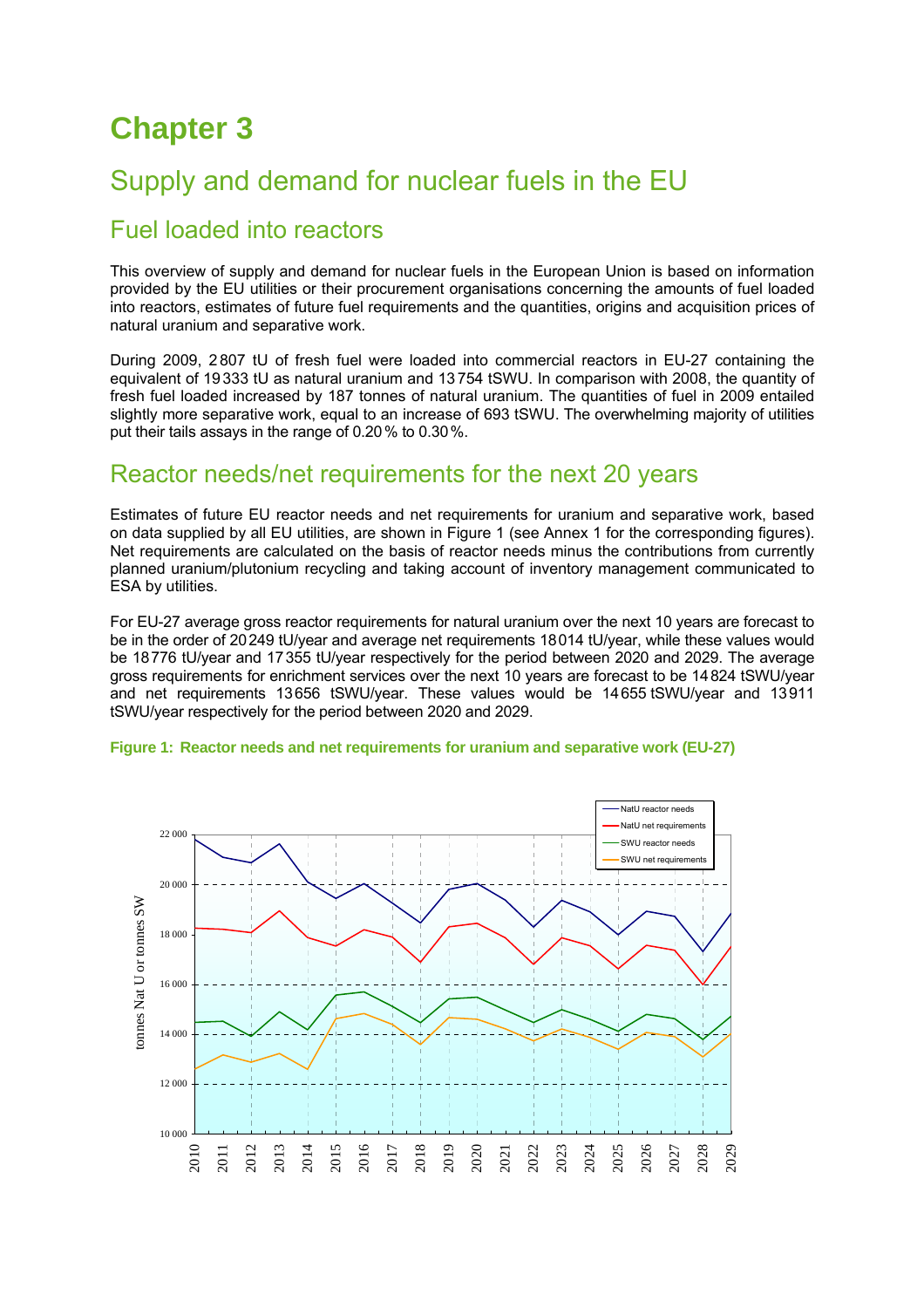# Chapter 3

## Supply and demand for nuclear fuels in the EU

### Fuel loaded into reactors

This overview of supply and demand for nuclear fuels in the European Union is based on information provided by the EU utilities or their procurement organisations concerning the amounts of fuel loaded into reactors, estimates of future fuel requirements and the quantities, origins and acquisition prices of natural uranium and separative work.

During 2009, 2 807 tU of fresh fuel were loaded into commercial reactors in EU-27 containing the equivalent of 19 333 tU as natural uranium and 13 754 tSWU. In comparison with 2008, the quantity of fresh fuel loaded increased by 187 tonnes of natural uranium. The quantities of fuel in 2009 entailed slightly more separative work, equal to an increase of 693 tSWU. The overwhelming majority of utilities put their tails assays in the range of 0.20 % to 0.30 %.

### Reactor needs/net requirements for the next 20 years

Estimates of future EU reactor needs and net requirements for uranium and separative work, based on data supplied by all EU utilities, are shown in Figure 1 (see Annex 1 for the corresponding figures). Net requirements are calculated on the basis of reactor needs minus the contributions from currently planned uranium/plutonium recycling and taking account of inventory management communicated to ESA by utilities.

For EU-27 average gross reactor requirements for natural uranium over the next 10 years are forecast to be in the order of 20 249 tU/year and average net requirements 18 014 tU/year, while these values would be 18 776 tU/year and 17 355 tU/year respectively for the period between 2020 and 2029. The average gross requirements for enrichment services over the next 10 years are forecast to be 14 824 tSWU/year and net requirements 13 656 tSWU/year. These values would be 14 655 tSWU/year and 13 911 tSWU/year respectively for the period between 2020 and 2029.

**Figure 1: Reactor needs and net requirements for uranium and separative work (EU-27)**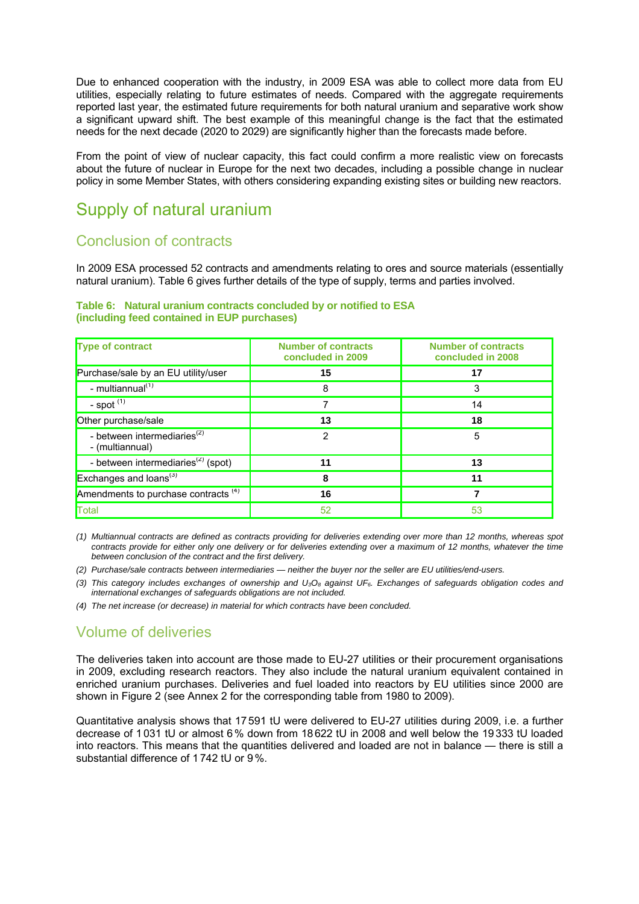Due to enhanced cooperation with the industry, in 2009 ESA was able to collect more data from EU utilities, especially relating to future estimates of needs. Compared with the aggregate requirements reported last year, the estimated future requirements for both natural uranium and separative work show a significant upward shift. The best example of this meaningful change is the fact that the estimated needs for the next decade (2020 to 2029) are significantly higher than the forecasts made before.

From the point of view of nuclear capacity, this fact could confirm a more realistic view on forecasts about the future of nuclear in Europe for the next two decades, including a possible change in nuclear policy in some Member States, with others considering expanding existing sites or building new reactors.

# Supply of natural uranium

## Conclusion of contracts

In 2009 ESA processed 52 contracts and amendments relating to ores and source materials (essentially natural uranium). Table 6 gives further details of the type of supply, terms and parties involved.

**Table 6: Natural uranium contracts concluded by or notified to ESA (including feed contained in EUP purchases)**

| Type of contract | Number of contracts concluded in 2009 | Number of contracts concluded in 2008 |
|---|---|---|
| Purchase/sale by an EU utility/user | **15** | **17** |
| - multiannual[1] | 8 | 3 |
| - spot [1] | 7 | 14 |
| Other purchase/sale | **13** | **18** |
| - between intermediaries[2] - (multiannual) | 2 | 5 |
| - between intermediaries[2] (spot) | **11** | **13** |
| Exchanges and loans[3] | **8** | **11** |
| Amendments to purchase contracts [4] | **16** | **7** |
| Total | 52 | 53 |

*(1) Multiannual contracts are defined as contracts providing for deliveries extending over more than 12 months, whereas spot contracts provide for either only one delivery or for deliveries extending over a maximum of 12 months, whatever the time between conclusion of the contract and the first delivery.*

*(2) Purchase/sale contracts between intermediaries — neither the buyer nor the seller are EU utilities/end-users.*

*(3) This category includes exchanges of ownership and $U_3O_8$ against $UF_6$. Exchanges of safeguards obligation codes and international exchanges of safeguards obligations are not included.*

*(4) The net increase (or decrease) in material for which contracts have been concluded.*

## Volume of deliveries

The deliveries taken into account are those made to EU-27 utilities or their procurement organisations in 2009, excluding research reactors. They also include the natural uranium equivalent contained in enriched uranium purchases. Deliveries and fuel loaded into reactors by EU utilities since 2000 are shown in Figure 2 (see Annex 2 for the corresponding table from 1980 to 2009).

Quantitative analysis shows that 17 591 tU were delivered to EU-27 utilities during 2009, i.e. a further decrease of 1 031 tU or almost 6 % down from 18 622 tU in 2008 and well below the 19 333 tU loaded into reactors. This means that the quantities delivered and loaded are not in balance — there is still a substantial difference of 1 742 tU or 9 %.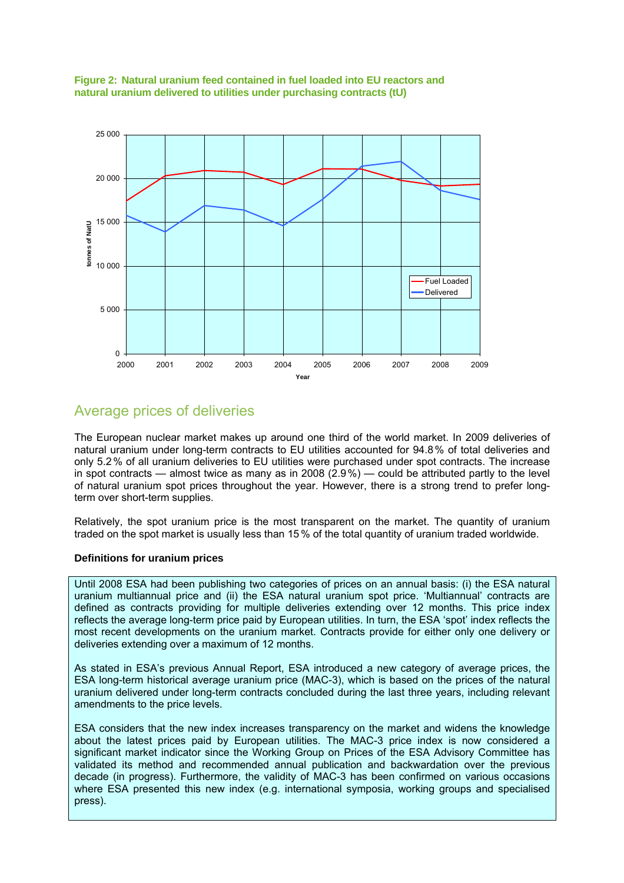**Figure 2: Natural uranium feed contained in fuel loaded into EU reactors and natural uranium delivered to utilities under purchasing contracts (tU)**

## Average prices of deliveries

The European nuclear market makes up around one third of the world market. In 2009 deliveries of natural uranium under long-term contracts to EU utilities accounted for 94.8 % of total deliveries and only 5.2 % of all uranium deliveries to EU utilities were purchased under spot contracts. The increase in spot contracts — almost twice as many as in 2008 (2.9 %) — could be attributed partly to the level of natural uranium spot prices throughout the year. However, there is a strong trend to prefer long-term over short-term supplies.

Relatively, the spot uranium price is the most transparent on the market. The quantity of uranium traded on the spot market is usually less than 15 % of the total quantity of uranium traded worldwide.

**Definitions for uranium prices**

Until 2008 ESA had been publishing two categories of prices on an annual basis: (i) the ESA natural uranium multiannual price and (ii) the ESA natural uranium spot price. 'Multiannual' contracts are defined as contracts providing for multiple deliveries extending over 12 months. This price index reflects the average long-term price paid by European utilities. In turn, the ESA 'spot' index reflects the most recent developments on the uranium market. Contracts provide for either only one delivery or deliveries extending over a maximum of 12 months.

As stated in ESA's previous Annual Report, ESA introduced a new category of average prices, the ESA long-term historical average uranium price (MAC-3), which is based on the prices of the natural uranium delivered under long-term contracts concluded during the last three years, including relevant amendments to the price levels.

ESA considers that the new index increases transparency on the market and widens the knowledge about the latest prices paid by European utilities. The MAC-3 price index is now considered a significant market indicator since the Working Group on Prices of the ESA Advisory Committee has validated its method and recommended annual publication and backwardation over the previous decade (in progress). Furthermore, the validity of MAC-3 has been confirmed on various occasions where ESA presented this new index (e.g. international symposia, working groups and specialised press).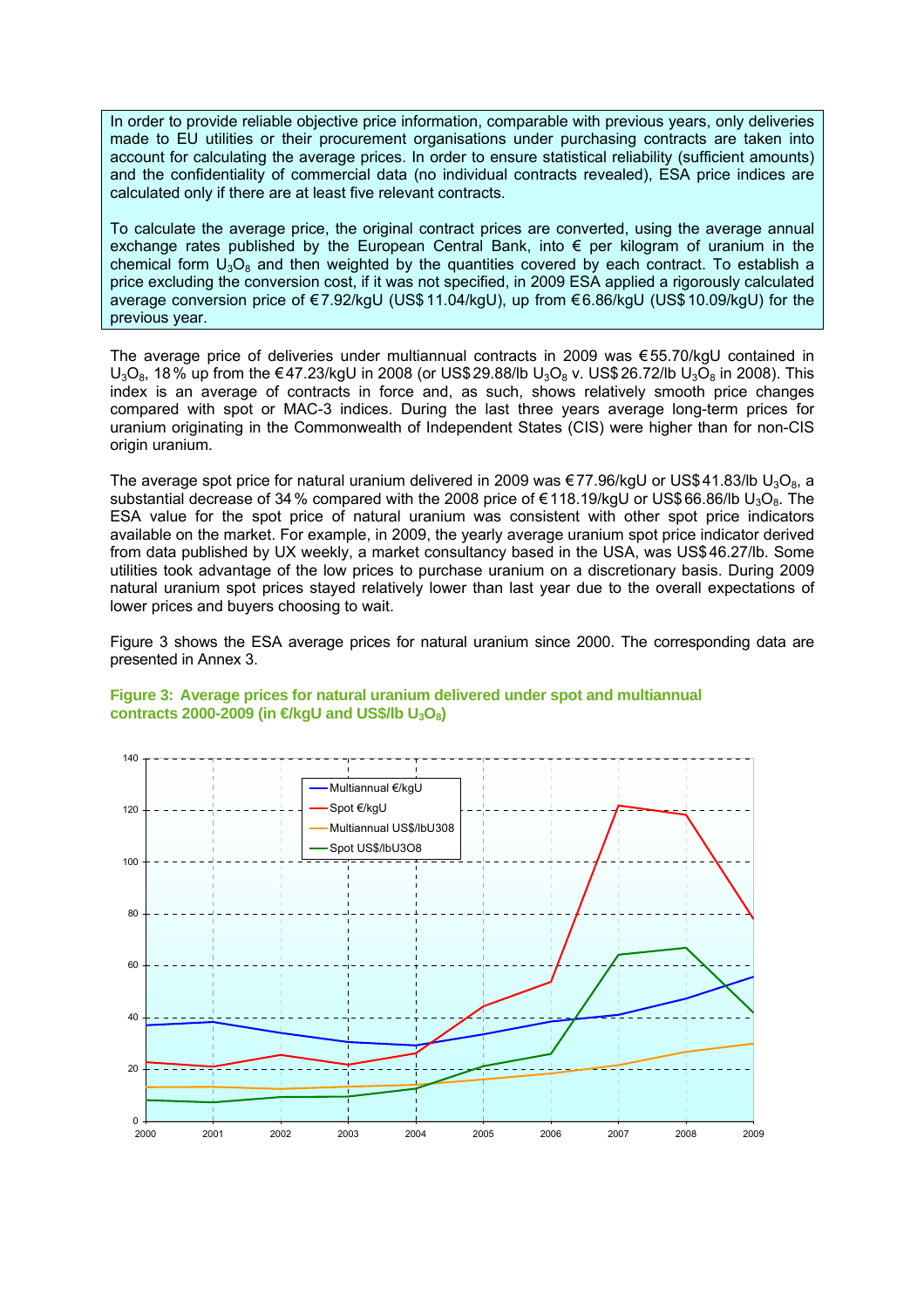In order to provide reliable objective price information, comparable with previous years, only deliveries made to EU utilities or their procurement organisations under purchasing contracts are taken into account for calculating the average prices. In order to ensure statistical reliability (sufficient amounts) and the confidentiality of commercial data (no individual contracts revealed), ESA price indices are calculated only if there are at least five relevant contracts.

To calculate the average price, the original contract prices are converted, using the average annual exchange rates published by the European Central Bank, into € per kilogram of uranium in the chemical form $U_3O_8$ and then weighted by the quantities covered by each contract. To establish a price excluding the conversion cost, if it was not specified, in 2009 ESA applied a rigorously calculated average conversion price of €7.92/kgU (US$11.04/kgU), up from €6.86/kgU (US$10.09/kgU) for the previous year.

The average price of deliveries under multiannual contracts in 2009 was €55.70/kgU contained in $U_3O_8$, 18% up from the €47.23/kgU in 2008 (or US$29.88/lb $U_3O_8$ v. US$26.72/lb $U_3O_8$ in 2008). This index is an average of contracts in force and, as such, shows relatively smooth price changes compared with spot or MAC-3 indices. During the last three years average long-term prices for uranium originating in the Commonwealth of Independent States (CIS) were higher than for non-CIS origin uranium.

The average spot price for natural uranium delivered in 2009 was €77.96/kgU or US$41.83/lb $U_3O_8$, a substantial decrease of 34% compared with the 2008 price of €118.19/kgU or US$66.86/lb $U_3O_8$. The ESA value for the spot price of natural uranium was consistent with other spot price indicators available on the market. For example, in 2009, the yearly average uranium spot price indicator derived from data published by UX weekly, a market consultancy based in the USA, was US$46.27/lb. Some utilities took advantage of the low prices to purchase uranium on a discretionary basis. During 2009 natural uranium spot prices stayed relatively lower than last year due to the overall expectations of lower prices and buyers choosing to wait.

Figure 3 shows the ESA average prices for natural uranium since 2000. The corresponding data are presented in Annex 3.

**Figure 3: Average prices for natural uranium delivered under spot and multiannual contracts 2000-2009 (in €/kgU and US$/lb $U_3O_8$)**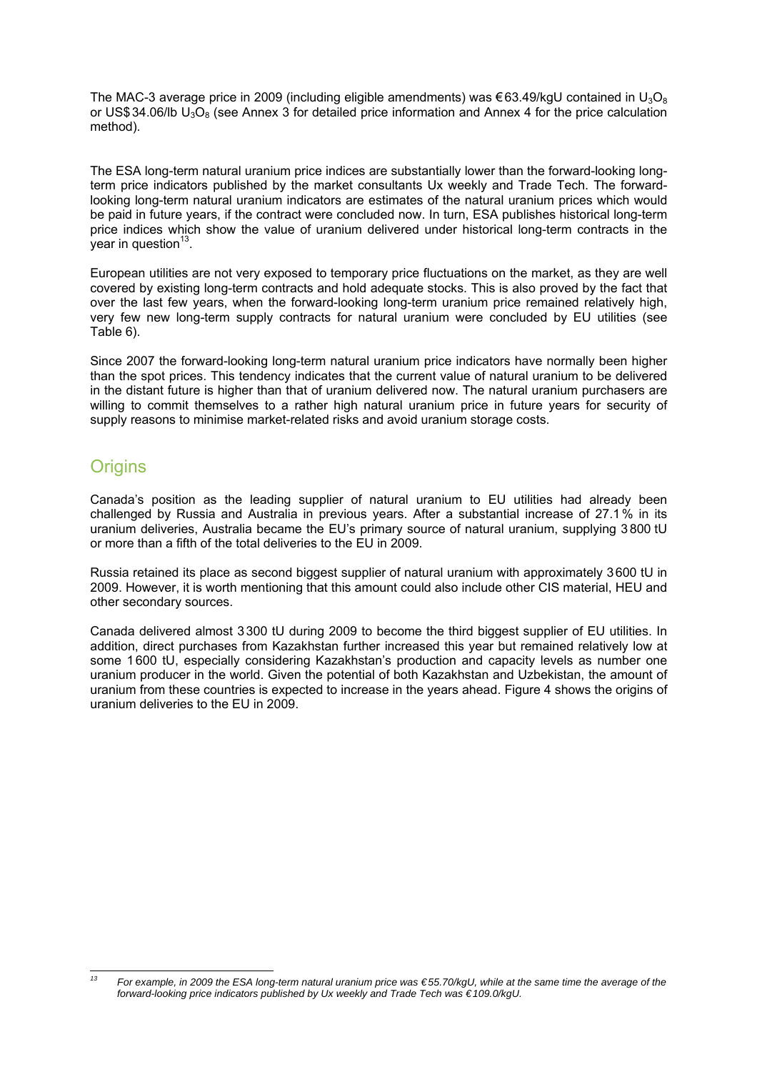The MAC-3 average price in 2009 (including eligible amendments) was €63.49/kgU contained in $U_3O_8$ or US$34.06/lb $U_3O_8$ (see Annex 3 for detailed price information and Annex 4 for the price calculation method).

The ESA long-term natural uranium price indices are substantially lower than the forward-looking long-term price indicators published by the market consultants Ux weekly and Trade Tech. The forward-looking long-term natural uranium indicators are estimates of the natural uranium prices which would be paid in future years, if the contract were concluded now. In turn, ESA publishes historical long-term price indices which show the value of uranium delivered under historical long-term contracts in the year in question[13].

European utilities are not very exposed to temporary price fluctuations on the market, as they are well covered by existing long-term contracts and hold adequate stocks. This is also proved by the fact that over the last few years, when the forward-looking long-term uranium price remained relatively high, very few new long-term supply contracts for natural uranium were concluded by EU utilities (see Table 6).

Since 2007 the forward-looking long-term natural uranium price indicators have normally been higher than the spot prices. This tendency indicates that the current value of natural uranium to be delivered in the distant future is higher than that of uranium delivered now. The natural uranium purchasers are willing to commit themselves to a rather high natural uranium price in future years for security of supply reasons to minimise market-related risks and avoid uranium storage costs.

## Origins

Canada's position as the leading supplier of natural uranium to EU utilities had already been challenged by Russia and Australia in previous years. After a substantial increase of 27.1 % in its uranium deliveries, Australia became the EU's primary source of natural uranium, supplying 3 800 tU or more than a fifth of the total deliveries to the EU in 2009.

Russia retained its place as second biggest supplier of natural uranium with approximately 3 600 tU in 2009. However, it is worth mentioning that this amount could also include other CIS material, HEU and other secondary sources.

Canada delivered almost 3 300 tU during 2009 to become the third biggest supplier of EU utilities. In addition, direct purchases from Kazakhstan further increased this year but remained relatively low at some 1 600 tU, especially considering Kazakhstan's production and capacity levels as number one uranium producer in the world. Given the potential of both Kazakhstan and Uzbekistan, the amount of uranium from these countries is expected to increase in the years ahead. Figure 4 shows the origins of uranium deliveries to the EU in 2009.

---

[13] *For example, in 2009 the ESA long-term natural uranium price was €55.70/kgU, while at the same time the average of the forward-looking price indicators published by Ux weekly and Trade Tech was €109.0/kgU.*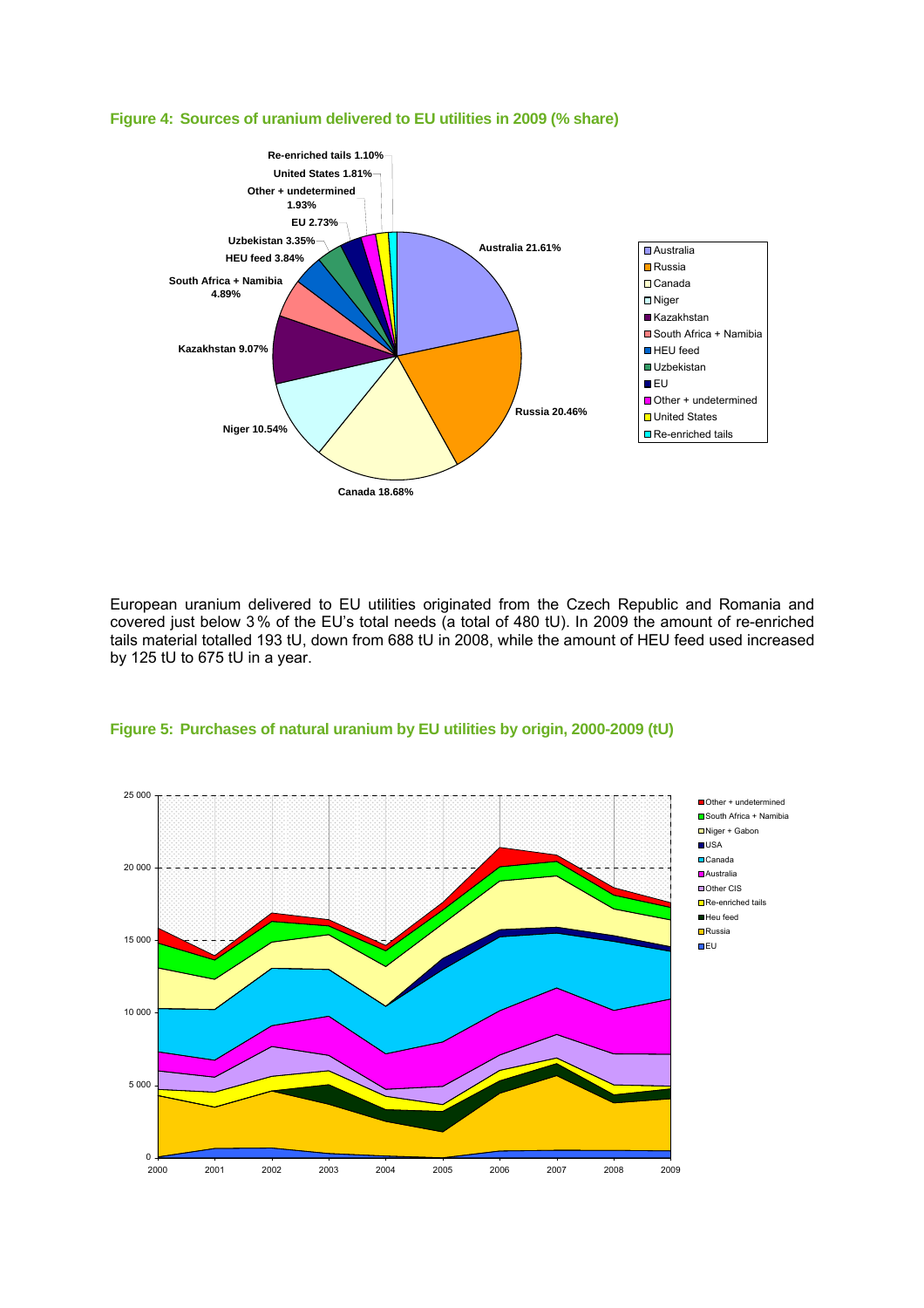**Figure 4: Sources of uranium delivered to EU utilities in 2009 (% share)**

European uranium delivered to EU utilities originated from the Czech Republic and Romania and covered just below 3 % of the EU's total needs (a total of 480 tU). In 2009 the amount of re-enriched tails material totalled 193 tU, down from 688 tU in 2008, while the amount of HEU feed used increased by 125 tU to 675 tU in a year.

**Figure 5: Purchases of natural uranium by EU utilities by origin, 2000-2009 (tU)**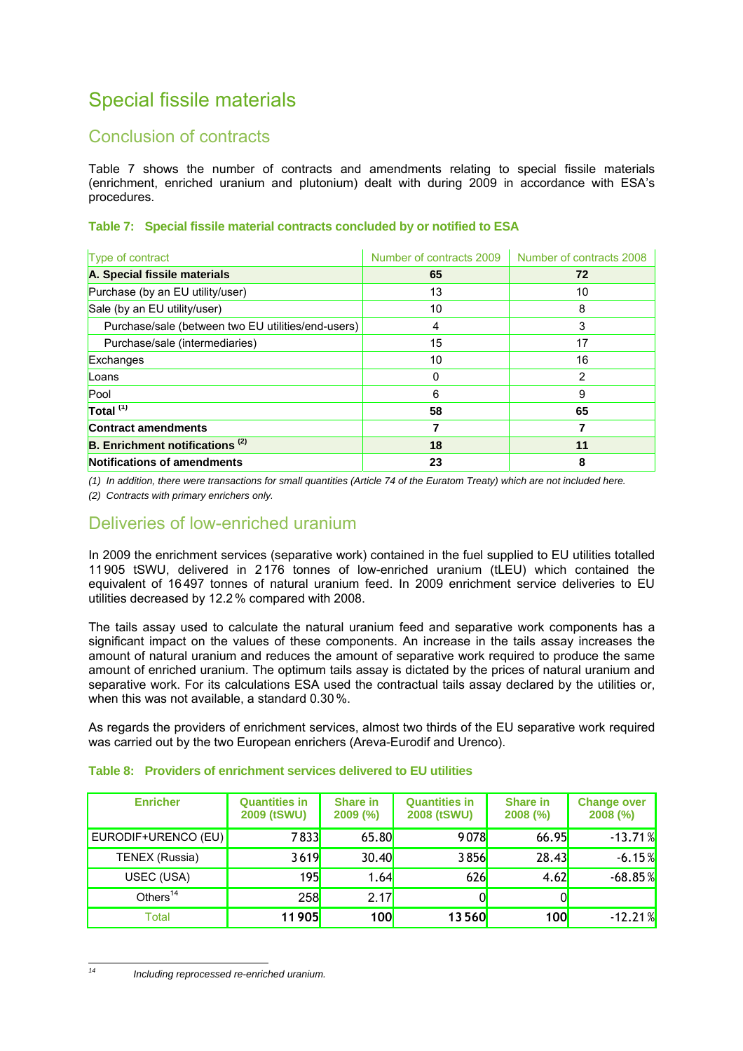# Special fissile materials

## Conclusion of contracts

Table 7 shows the number of contracts and amendments relating to special fissile materials (enrichment, enriched uranium and plutonium) dealt with during 2009 in accordance with ESA's procedures.

**Table 7: Special fissile material contracts concluded by or notified to ESA**

| Type of contract | Number of contracts 2009 | Number of contracts 2008 |
|---|---|---|
| **A. Special fissile materials** | **65** | **72** |
| Purchase (by an EU utility/user) | 13 | 10 |
| Sale (by an EU utility/user) | 10 | 8 |
| Purchase/sale (between two EU utilities/end-users) | 4 | 3 |
| Purchase/sale (intermediaries) | 15 | 17 |
| Exchanges | 10 | 16 |
| Loans | 0 | 2 |
| Pool | 6 | 9 |
| **Total (1)** | **58** | **65** |
| **Contract amendments** | **7** | **7** |
| **B. Enrichment notifications (2)** | **18** | **11** |
| **Notifications of amendments** | **23** | **8** |

*(1) In addition, there were transactions for small quantities (Article 74 of the Euratom Treaty) which are not included here.*

*(2) Contracts with primary enrichers only.*

## Deliveries of low-enriched uranium

In 2009 the enrichment services (separative work) contained in the fuel supplied to EU utilities totalled 11 905 tSWU, delivered in 2 176 tonnes of low-enriched uranium (tLEU) which contained the equivalent of 16 497 tonnes of natural uranium feed. In 2009 enrichment service deliveries to EU utilities decreased by 12.2 % compared with 2008.

The tails assay used to calculate the natural uranium feed and separative work components has a significant impact on the values of these components. An increase in the tails assay increases the amount of natural uranium and reduces the amount of separative work required to produce the same amount of enriched uranium. The optimum tails assay is dictated by the prices of natural uranium and separative work. For its calculations ESA used the contractual tails assay declared by the utilities or, when this was not available, a standard 0.30 %.

As regards the providers of enrichment services, almost two thirds of the EU separative work required was carried out by the two European enrichers (Areva-Eurodif and Urenco).

**Table 8: Providers of enrichment services delivered to EU utilities**

| Enricher | Quantities in 2009 (tSWU) | Share in 2009 (%) | Quantities in 2008 (tSWU) | Share in 2008 (%) | Change over 2008 (%) |
|---|---|---|---|---|---|
| EURODIF+URENCO (EU) | 7 833 | 65.80 | 9 078 | 66.95 | -13.71 % |
| TENEX (Russia) | 3 619 | 30.40 | 3 856 | 28.43 | -6.15 % |
| USEC (USA) | 195 | 1.64 | 626 | 4.62 | -68.85 % |
| Others[14] | 258 | 2.17 | 0 | 0 | |
| Total | **11 905** | **100** | **13 560** | **100** | -12.21 % |

[14] *Including reprocessed re-enriched uranium.*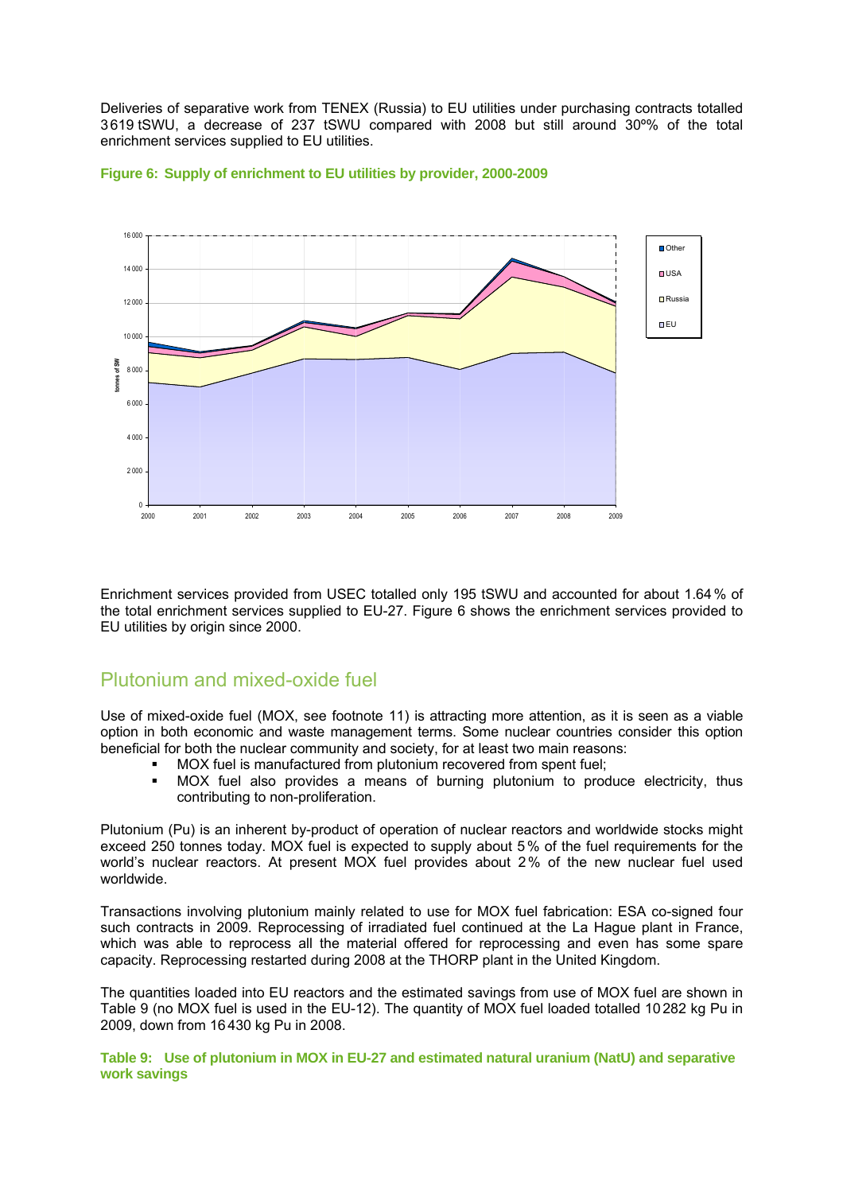Deliveries of separative work from TENEX (Russia) to EU utilities under purchasing contracts totalled 3619 tSWU, a decrease of 237 tSWU compared with 2008 but still around 30º% of the total enrichment services supplied to EU utilities.

**Figure 6: Supply of enrichment to EU utilities by provider, 2000-2009**

Enrichment services provided from USEC totalled only 195 tSWU and accounted for about 1.64 % of the total enrichment services supplied to EU-27. Figure 6 shows the enrichment services provided to EU utilities by origin since 2000.

## Plutonium and mixed-oxide fuel

Use of mixed-oxide fuel (MOX, see footnote 11) is attracting more attention, as it is seen as a viable option in both economic and waste management terms. Some nuclear countries consider this option beneficial for both the nuclear community and society, for at least two main reasons:

- MOX fuel is manufactured from plutonium recovered from spent fuel;
- MOX fuel also provides a means of burning plutonium to produce electricity, thus contributing to non-proliferation.

Plutonium (Pu) is an inherent by-product of operation of nuclear reactors and worldwide stocks might exceed 250 tonnes today. MOX fuel is expected to supply about 5 % of the fuel requirements for the world's nuclear reactors. At present MOX fuel provides about 2 % of the new nuclear fuel used worldwide.

Transactions involving plutonium mainly related to use for MOX fuel fabrication: ESA co-signed four such contracts in 2009. Reprocessing of irradiated fuel continued at the La Hague plant in France, which was able to reprocess all the material offered for reprocessing and even has some spare capacity. Reprocessing restarted during 2008 at the THORP plant in the United Kingdom.

The quantities loaded into EU reactors and the estimated savings from use of MOX fuel are shown in Table 9 (no MOX fuel is used in the EU-12). The quantity of MOX fuel loaded totalled 10 282 kg Pu in 2009, down from 16 430 kg Pu in 2008.

**Table 9: Use of plutonium in MOX in EU-27 and estimated natural uranium (NatU) and separative work savings**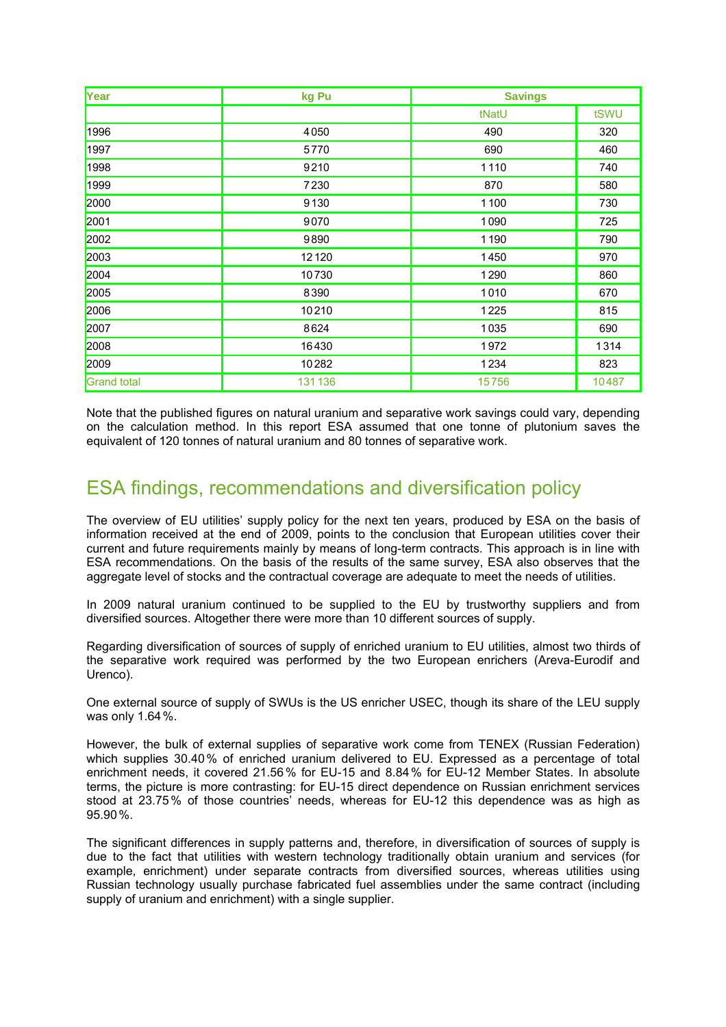| Year | kg Pu | Savings | |
|---|---|---|---|
| | | tNatU | tSWU |
| 1996 | 4 050 | 490 | 320 |
| 1997 | 5 770 | 690 | 460 |
| 1998 | 9 210 | 1 110 | 740 |
| 1999 | 7 230 | 870 | 580 |
| 2000 | 9 130 | 1 100 | 730 |
| 2001 | 9 070 | 1 090 | 725 |
| 2002 | 9 890 | 1 190 | 790 |
| 2003 | 12 120 | 1 450 | 970 |
| 2004 | 10 730 | 1 290 | 860 |
| 2005 | 8 390 | 1 010 | 670 |
| 2006 | 10 210 | 1 225 | 815 |
| 2007 | 8 624 | 1 035 | 690 |
| 2008 | 16 430 | 1 972 | 1 314 |
| 2009 | 10 282 | 1 234 | 823 |
| Grand total | 131 136 | 15 756 | 10 487 |

Note that the published figures on natural uranium and separative work savings could vary, depending on the calculation method. In this report ESA assumed that one tonne of plutonium saves the equivalent of 120 tonnes of natural uranium and 80 tonnes of separative work.

## ESA findings, recommendations and diversification policy

The overview of EU utilities' supply policy for the next ten years, produced by ESA on the basis of information received at the end of 2009, points to the conclusion that European utilities cover their current and future requirements mainly by means of long-term contracts. This approach is in line with ESA recommendations. On the basis of the results of the same survey, ESA also observes that the aggregate level of stocks and the contractual coverage are adequate to meet the needs of utilities.

In 2009 natural uranium continued to be supplied to the EU by trustworthy suppliers and from diversified sources. Altogether there were more than 10 different sources of supply.

Regarding diversification of sources of supply of enriched uranium to EU utilities, almost two thirds of the separative work required was performed by the two European enrichers (Areva-Eurodif and Urenco).

One external source of supply of SWUs is the US enricher USEC, though its share of the LEU supply was only 1.64 %.

However, the bulk of external supplies of separative work come from TENEX (Russian Federation) which supplies 30.40 % of enriched uranium delivered to EU. Expressed as a percentage of total enrichment needs, it covered 21.56 % for EU-15 and 8.84 % for EU-12 Member States. In absolute terms, the picture is more contrasting: for EU-15 direct dependence on Russian enrichment services stood at 23.75 % of those countries' needs, whereas for EU-12 this dependence was as high as 95.90 %.

The significant differences in supply patterns and, therefore, in diversification of sources of supply is due to the fact that utilities with western technology traditionally obtain uranium and services (for example, enrichment) under separate contracts from diversified sources, whereas utilities using Russian technology usually purchase fabricated fuel assemblies under the same contract (including supply of uranium and enrichment) with a single supplier.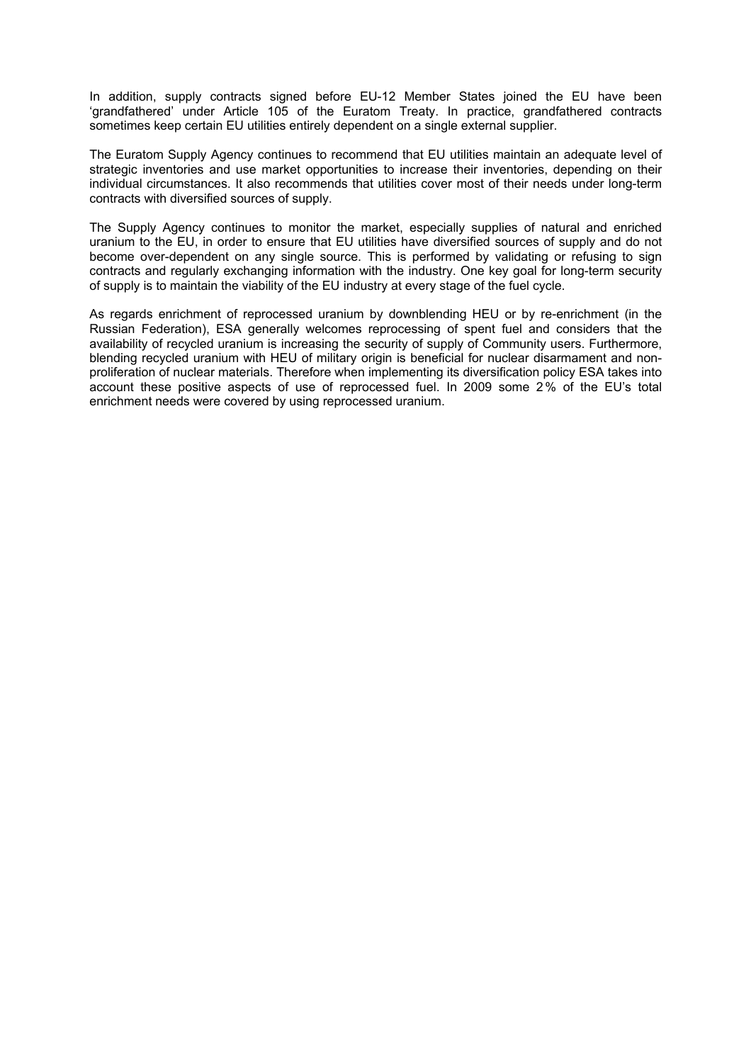In addition, supply contracts signed before EU-12 Member States joined the EU have been 'grandfathered' under Article 105 of the Euratom Treaty. In practice, grandfathered contracts sometimes keep certain EU utilities entirely dependent on a single external supplier.

The Euratom Supply Agency continues to recommend that EU utilities maintain an adequate level of strategic inventories and use market opportunities to increase their inventories, depending on their individual circumstances. It also recommends that utilities cover most of their needs under long-term contracts with diversified sources of supply.

The Supply Agency continues to monitor the market, especially supplies of natural and enriched uranium to the EU, in order to ensure that EU utilities have diversified sources of supply and do not become over-dependent on any single source. This is performed by validating or refusing to sign contracts and regularly exchanging information with the industry. One key goal for long-term security of supply is to maintain the viability of the EU industry at every stage of the fuel cycle.

As regards enrichment of reprocessed uranium by downblending HEU or by re-enrichment (in the Russian Federation), ESA generally welcomes reprocessing of spent fuel and considers that the availability of recycled uranium is increasing the security of supply of Community users. Furthermore, blending recycled uranium with HEU of military origin is beneficial for nuclear disarmament and non-proliferation of nuclear materials. Therefore when implementing its diversification policy ESA takes into account these positive aspects of use of reprocessed fuel. In 2009 some 2 % of the EU's total enrichment needs were covered by using reprocessed uranium.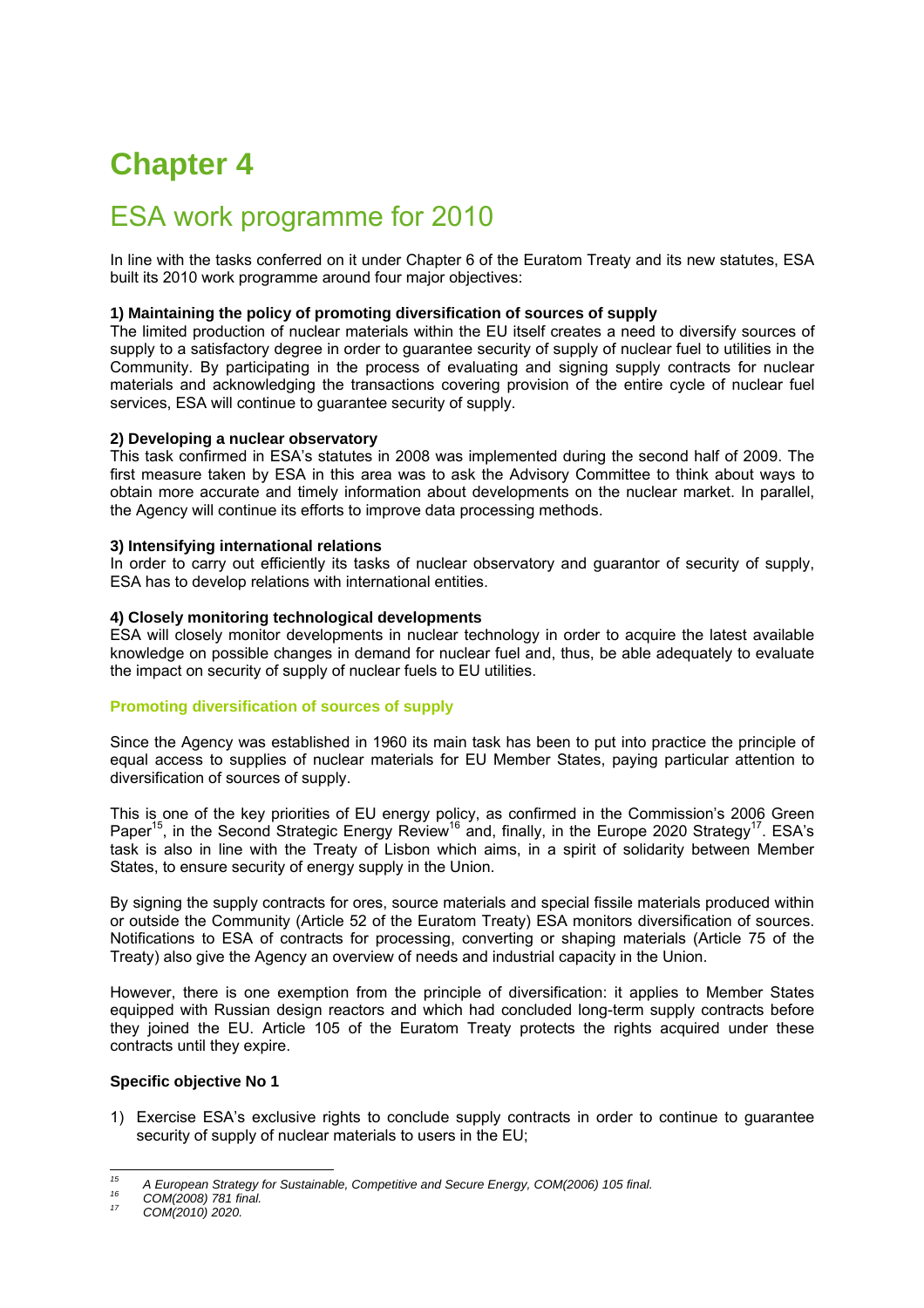# Chapter 4

## ESA work programme for 2010

In line with the tasks conferred on it under Chapter 6 of the Euratom Treaty and its new statutes, ESA built its 2010 work programme around four major objectives:

**1) Maintaining the policy of promoting diversification of sources of supply**
The limited production of nuclear materials within the EU itself creates a need to diversify sources of supply to a satisfactory degree in order to guarantee security of supply of nuclear fuel to utilities in the Community. By participating in the process of evaluating and signing supply contracts for nuclear materials and acknowledging the transactions covering provision of the entire cycle of nuclear fuel services, ESA will continue to guarantee security of supply.

**2) Developing a nuclear observatory**
This task confirmed in ESA's statutes in 2008 was implemented during the second half of 2009. The first measure taken by ESA in this area was to ask the Advisory Committee to think about ways to obtain more accurate and timely information about developments on the nuclear market. In parallel, the Agency will continue its efforts to improve data processing methods.

**3) Intensifying international relations**
In order to carry out efficiently its tasks of nuclear observatory and guarantor of security of supply, ESA has to develop relations with international entities.

**4) Closely monitoring technological developments**
ESA will closely monitor developments in nuclear technology in order to acquire the latest available knowledge on possible changes in demand for nuclear fuel and, thus, be able adequately to evaluate the impact on security of supply of nuclear fuels to EU utilities.

### Promoting diversification of sources of supply

Since the Agency was established in 1960 its main task has been to put into practice the principle of equal access to supplies of nuclear materials for EU Member States, paying particular attention to diversification of sources of supply.

This is one of the key priorities of EU energy policy, as confirmed in the Commission's 2006 Green Paper[15], in the Second Strategic Energy Review[16] and, finally, in the Europe 2020 Strategy[17]. ESA's task is also in line with the Treaty of Lisbon which aims, in a spirit of solidarity between Member States, to ensure security of energy supply in the Union.

By signing the supply contracts for ores, source materials and special fissile materials produced within or outside the Community (Article 52 of the Euratom Treaty) ESA monitors diversification of sources. Notifications to ESA of contracts for processing, converting or shaping materials (Article 75 of the Treaty) also give the Agency an overview of needs and industrial capacity in the Union.

However, there is one exemption from the principle of diversification: it applies to Member States equipped with Russian design reactors and which had concluded long-term supply contracts before they joined the EU. Article 105 of the Euratom Treaty protects the rights acquired under these contracts until they expire.

**Specific objective No 1**

1) Exercise ESA's exclusive rights to conclude supply contracts in order to continue to guarantee security of supply of nuclear materials to users in the EU;

---

[15] *A European Strategy for Sustainable, Competitive and Secure Energy, COM(2006) 105 final.*
[16] *COM(2008) 781 final.*
[17] *COM(2010) 2020.*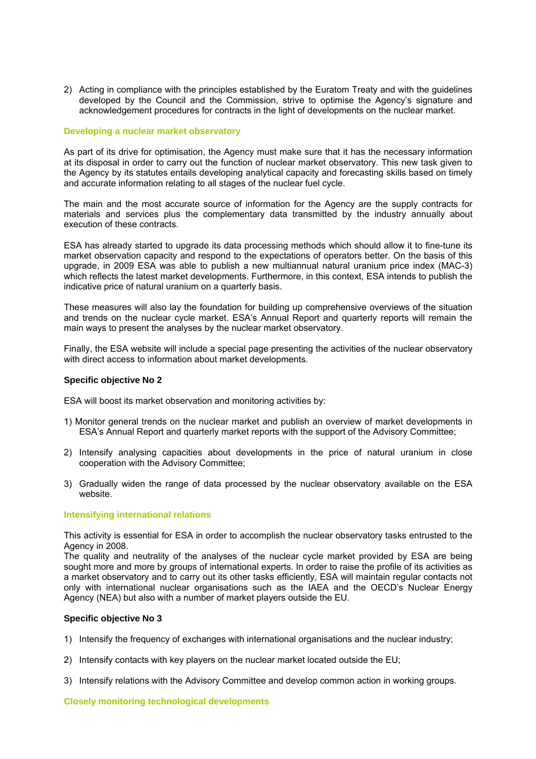2) Acting in compliance with the principles established by the Euratom Treaty and with the guidelines developed by the Council and the Commission, strive to optimise the Agency's signature and acknowledgement procedures for contracts in the light of developments on the nuclear market.

### Developing a nuclear market observatory

As part of its drive for optimisation, the Agency must make sure that it has the necessary information at its disposal in order to carry out the function of nuclear market observatory. This new task given to the Agency by its statutes entails developing analytical capacity and forecasting skills based on timely and accurate information relating to all stages of the nuclear fuel cycle.

The main and the most accurate source of information for the Agency are the supply contracts for materials and services plus the complementary data transmitted by the industry annually about execution of these contracts.

ESA has already started to upgrade its data processing methods which should allow it to fine-tune its market observation capacity and respond to the expectations of operators better. On the basis of this upgrade, in 2009 ESA was able to publish a new multiannual natural uranium price index (MAC-3) which reflects the latest market developments. Furthermore, in this context, ESA intends to publish the indicative price of natural uranium on a quarterly basis.

These measures will also lay the foundation for building up comprehensive overviews of the situation and trends on the nuclear cycle market. ESA's Annual Report and quarterly reports will remain the main ways to present the analyses by the nuclear market observatory.

Finally, the ESA website will include a special page presenting the activities of the nuclear observatory with direct access to information about market developments.

**Specific objective No 2**

ESA will boost its market observation and monitoring activities by:

1) Monitor general trends on the nuclear market and publish an overview of market developments in ESA's Annual Report and quarterly market reports with the support of the Advisory Committee;

2) Intensify analysing capacities about developments in the price of natural uranium in close cooperation with the Advisory Committee;

3) Gradually widen the range of data processed by the nuclear observatory available on the ESA website.

### Intensifying international relations

This activity is essential for ESA in order to accomplish the nuclear observatory tasks entrusted to the Agency in 2008.

The quality and neutrality of the analyses of the nuclear cycle market provided by ESA are being sought more and more by groups of international experts. In order to raise the profile of its activities as a market observatory and to carry out its other tasks efficiently, ESA will maintain regular contacts not only with international nuclear organisations such as the IAEA and the OECD's Nuclear Energy Agency (NEA) but also with a number of market players outside the EU.

**Specific objective No 3**

1) Intensify the frequency of exchanges with international organisations and the nuclear industry;

2) Intensify contacts with key players on the nuclear market located outside the EU;

3) Intensify relations with the Advisory Committee and develop common action in working groups.

### Closely monitoring technological developments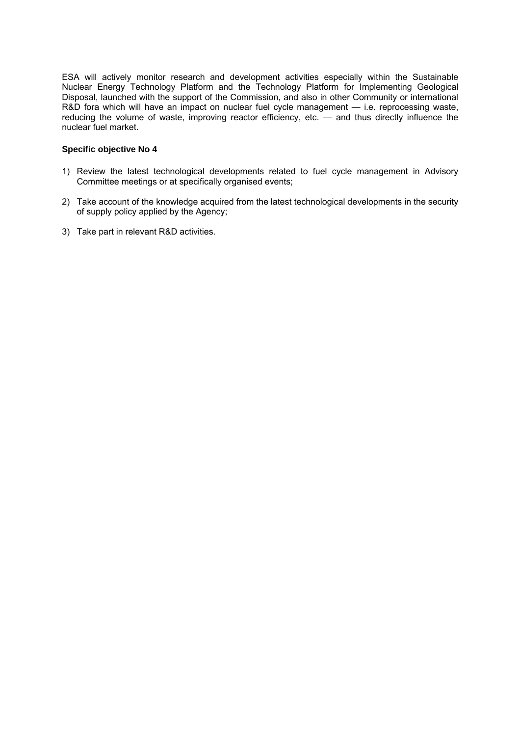ESA will actively monitor research and development activities especially within the Sustainable Nuclear Energy Technology Platform and the Technology Platform for Implementing Geological Disposal, launched with the support of the Commission, and also in other Community or international R&D fora which will have an impact on nuclear fuel cycle management — i.e. reprocessing waste, reducing the volume of waste, improving reactor efficiency, etc. — and thus directly influence the nuclear fuel market.

**Specific objective No 4**

1) Review the latest technological developments related to fuel cycle management in Advisory Committee meetings or at specifically organised events;

2) Take account of the knowledge acquired from the latest technological developments in the security of supply policy applied by the Agency;

3) Take part in relevant R&D activities.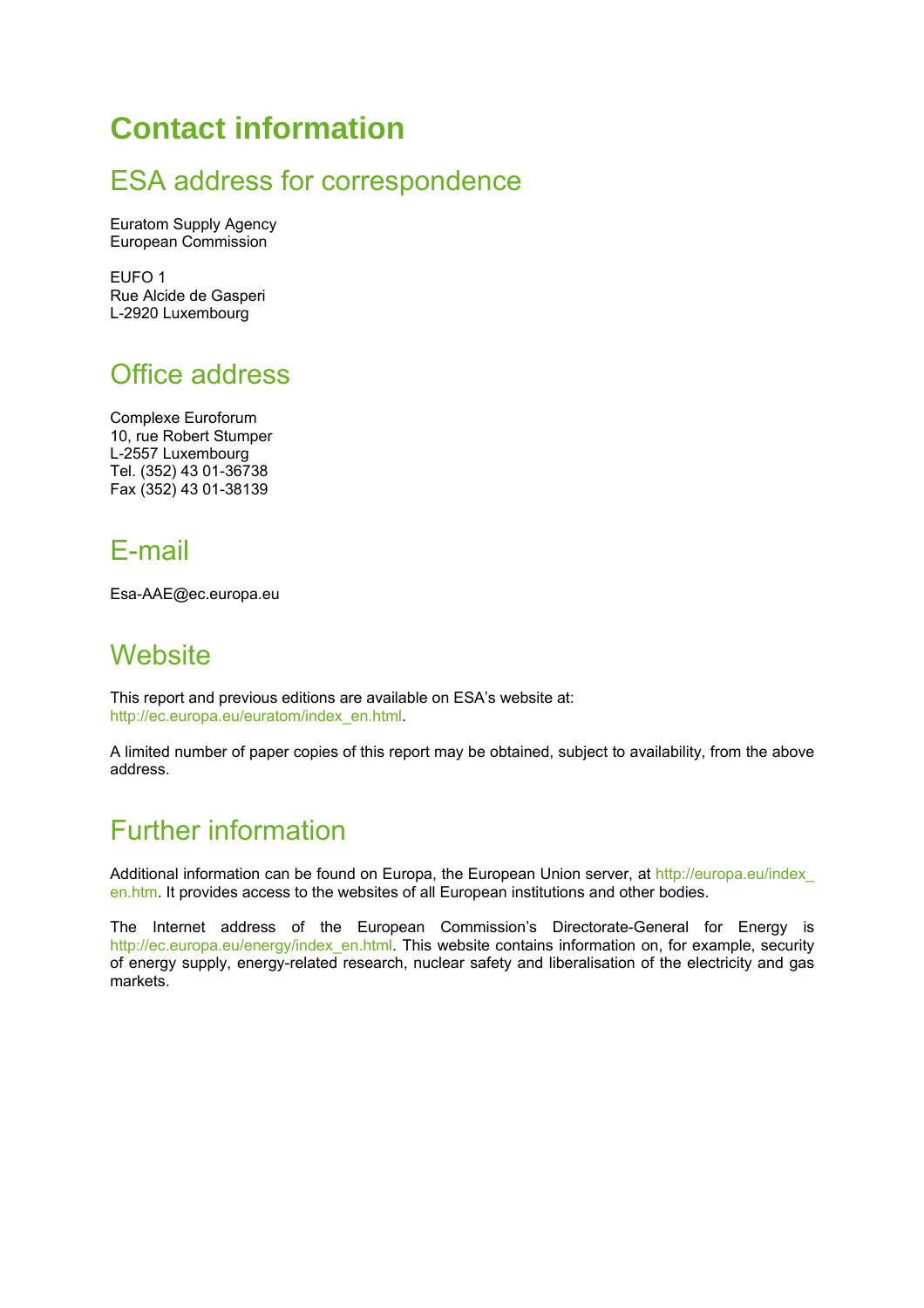# Contact information

## ESA address for correspondence

Euratom Supply Agency
European Commission

EUFO 1
Rue Alcide de Gasperi
L-2920 Luxembourg

## Office address

Complexe Euroforum
10, rue Robert Stumper
L-2557 Luxembourg
Tel. (352) 43 01-36738
Fax (352) 43 01-38139

## E-mail

Esa-AAE@ec.europa.eu

## Website

This report and previous editions are available on ESA's website at:
http://ec.europa.eu/euratom/index_en.html.

A limited number of paper copies of this report may be obtained, subject to availability, from the above address.

## Further information

Additional information can be found on Europa, the European Union server, at http://europa.eu/index_en.htm. It provides access to the websites of all European institutions and other bodies.

The Internet address of the European Commission's Directorate-General for Energy is http://ec.europa.eu/energy/index_en.html. This website contains information on, for example, security of energy supply, energy-related research, nuclear safety and liberalisation of the electricity and gas markets.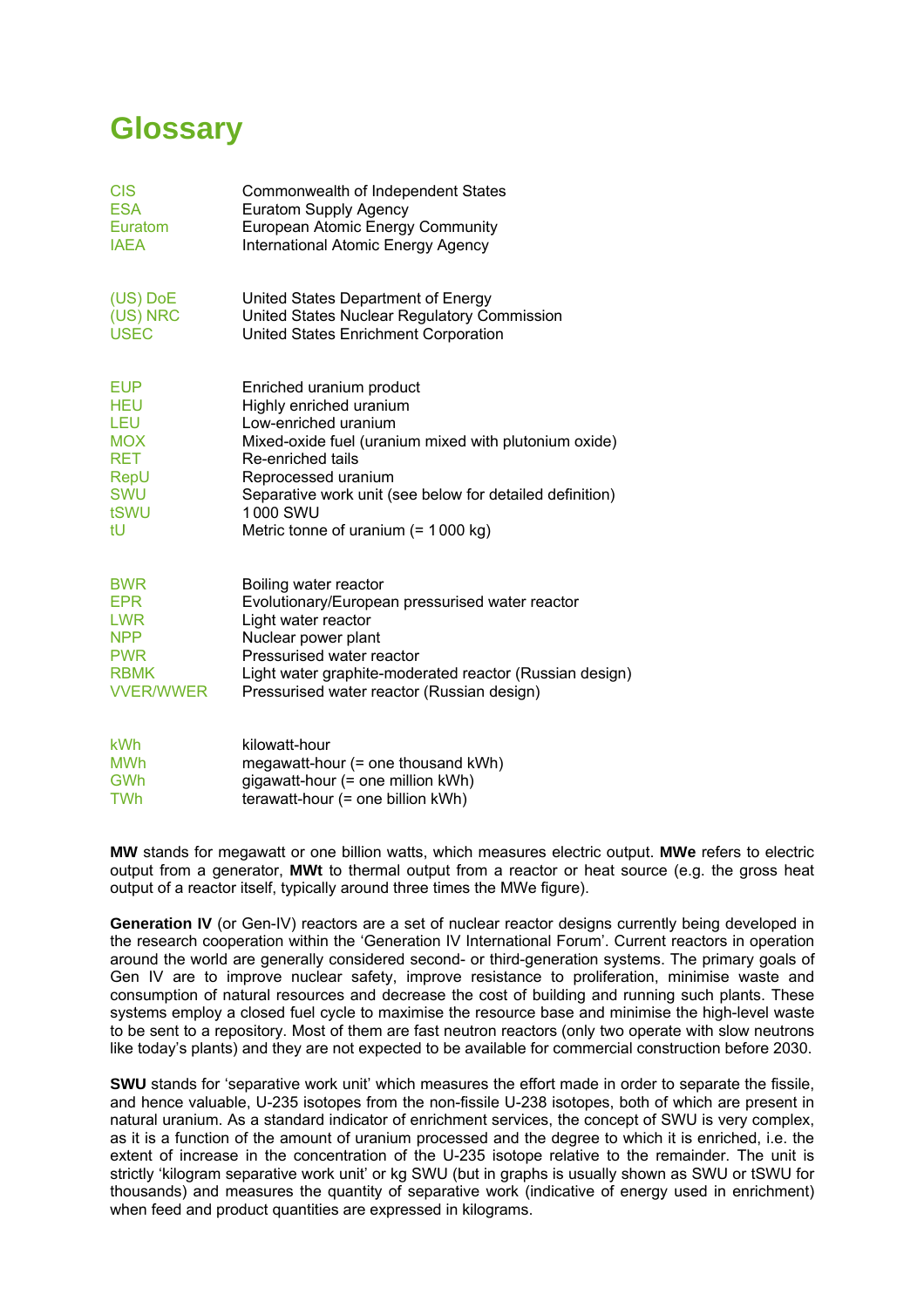# Glossary

| | |
|---|---|
| CIS | Commonwealth of Independent States |
| ESA | Euratom Supply Agency |
| Euratom | European Atomic Energy Community |
| IAEA | International Atomic Energy Agency |

| | |
|---|---|
| (US) DoE | United States Department of Energy |
| (US) NRC | United States Nuclear Regulatory Commission |
| USEC | United States Enrichment Corporation |

| | |
|---|---|
| EUP | Enriched uranium product |
| HEU | Highly enriched uranium |
| LEU | Low-enriched uranium |
| MOX | Mixed-oxide fuel (uranium mixed with plutonium oxide) |
| RET | Re-enriched tails |
| RepU | Reprocessed uranium |
| SWU | Separative work unit (see below for detailed definition) |
| tSWU | 1 000 SWU |
| tU | Metric tonne of uranium (= 1 000 kg) |

| | |
|---|---|
| BWR | Boiling water reactor |
| EPR | Evolutionary/European pressurised water reactor |
| LWR | Light water reactor |
| NPP | Nuclear power plant |
| PWR | Pressurised water reactor |
| RBMK | Light water graphite-moderated reactor (Russian design) |
| VVER/WWER | Pressurised water reactor (Russian design) |

| | |
|---|---|
| kWh | kilowatt-hour |
| MWh | megawatt-hour (= one thousand kWh) |
| GWh | gigawatt-hour (= one million kWh) |
| TWh | terawatt-hour (= one billion kWh) |

**MW** stands for megawatt or one billion watts, which measures electric output. **MWe** refers to electric output from a generator, **MWt** to thermal output from a reactor or heat source (e.g. the gross heat output of a reactor itself, typically around three times the MWe figure).

**Generation IV** (or Gen-IV) reactors are a set of nuclear reactor designs currently being developed in the research cooperation within the 'Generation IV International Forum'. Current reactors in operation around the world are generally considered second- or third-generation systems. The primary goals of Gen IV are to improve nuclear safety, improve resistance to proliferation, minimise waste and consumption of natural resources and decrease the cost of building and running such plants. These systems employ a closed fuel cycle to maximise the resource base and minimise the high-level waste to be sent to a repository. Most of them are fast neutron reactors (only two operate with slow neutrons like today's plants) and they are not expected to be available for commercial construction before 2030.

**SWU** stands for 'separative work unit' which measures the effort made in order to separate the fissile, and hence valuable, U-235 isotopes from the non-fissile U-238 isotopes, both of which are present in natural uranium. As a standard indicator of enrichment services, the concept of SWU is very complex, as it is a function of the amount of uranium processed and the degree to which it is enriched, i.e. the extent of increase in the concentration of the U-235 isotope relative to the remainder. The unit is strictly 'kilogram separative work unit' or kg SWU (but in graphs is usually shown as SWU or tSWU for thousands) and measures the quantity of separative work (indicative of energy used in enrichment) when feed and product quantities are expressed in kilograms.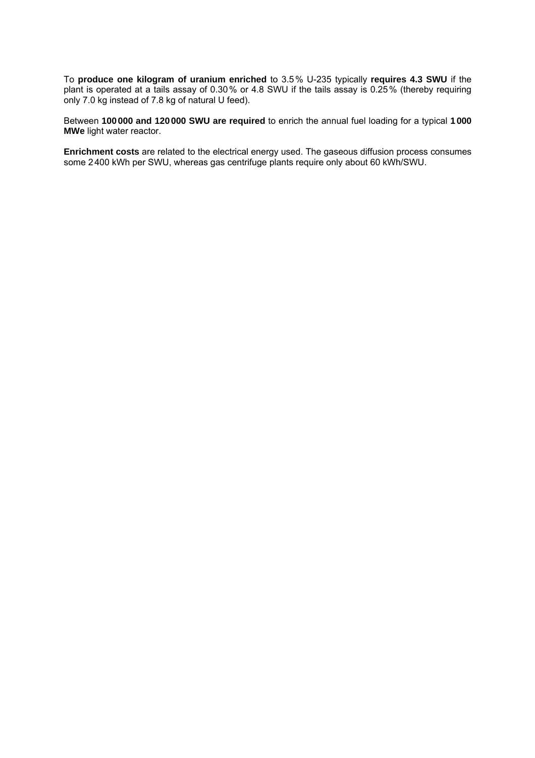To **produce one kilogram of uranium enriched** to 3.5 % U-235 typically **requires 4.3 SWU** if the plant is operated at a tails assay of 0.30 % or 4.8 SWU if the tails assay is 0.25 % (thereby requiring only 7.0 kg instead of 7.8 kg of natural U feed).

Between **100 000 and 120 000 SWU are required** to enrich the annual fuel loading for a typical **1 000 MWe** light water reactor.

**Enrichment costs** are related to the electrical energy used. The gaseous diffusion process consumes some 2 400 kWh per SWU, whereas gas centrifuge plants require only about 60 kWh/SWU.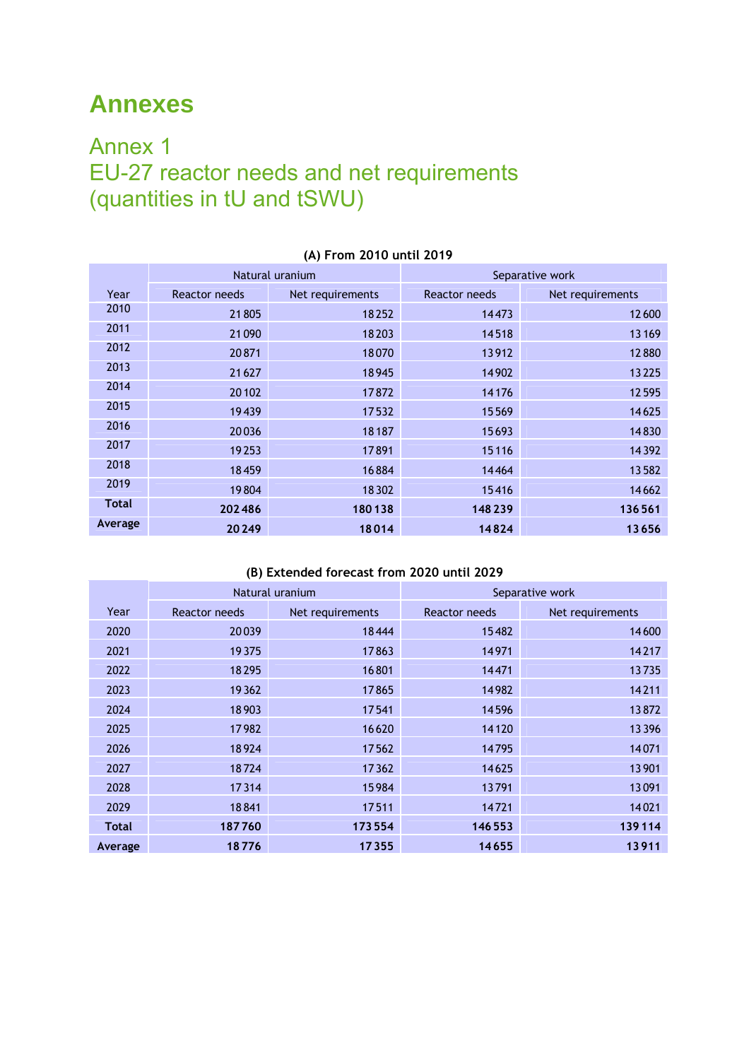# Annexes

## Annex 1
## EU-27 reactor needs and net requirements (quantities in tU and tSWU)

**(A) From 2010 until 2019**

| Year | Natural uranium | | Separative work | |
|---|---|---|---|---|
| | Reactor needs | Net requirements | Reactor needs | Net requirements |
| 2010 | 21 805 | 18 252 | 14 473 | 12 600 |
| 2011 | 21 090 | 18 203 | 14 518 | 13 169 |
| 2012 | 20 871 | 18 070 | 13 912 | 12 880 |
| 2013 | 21 627 | 18 945 | 14 902 | 13 225 |
| 2014 | 20 102 | 17 872 | 14 176 | 12 595 |
| 2015 | 19 439 | 17 532 | 15 569 | 14 625 |
| 2016 | 20 036 | 18 187 | 15 693 | 14 830 |
| 2017 | 19 253 | 17 891 | 15 116 | 14 392 |
| 2018 | 18 459 | 16 884 | 14 464 | 13 582 |
| 2019 | 19 804 | 18 302 | 15 416 | 14 662 |
| **Total** | **202 486** | **180 138** | **148 239** | **136 561** |
| **Average** | **20 249** | **18 014** | **14 824** | **13 656** |

**(B) Extended forecast from 2020 until 2029**

| Year | Natural uranium | | Separative work | |
|---|---|---|---|---|
| | Reactor needs | Net requirements | Reactor needs | Net requirements |
| 2020 | 20 039 | 18 444 | 15 482 | 14 600 |
| 2021 | 19 375 | 17 863 | 14 971 | 14 217 |
| 2022 | 18 295 | 16 801 | 14 471 | 13 735 |
| 2023 | 19 362 | 17 865 | 14 982 | 14 211 |
| 2024 | 18 903 | 17 541 | 14 596 | 13 872 |
| 2025 | 17 982 | 16 620 | 14 120 | 13 396 |
| 2026 | 18 924 | 17 562 | 14 795 | 14 071 |
| 2027 | 18 724 | 17 362 | 14 625 | 13 901 |
| 2028 | 17 314 | 15 984 | 13 791 | 13 091 |
| 2029 | 18 841 | 17 511 | 14 721 | 14 021 |
| **Total** | **187 760** | **173 554** | **146 553** | **139 114** |
| **Average** | **18 776** | **17 355** | **14 655** | **13 911** |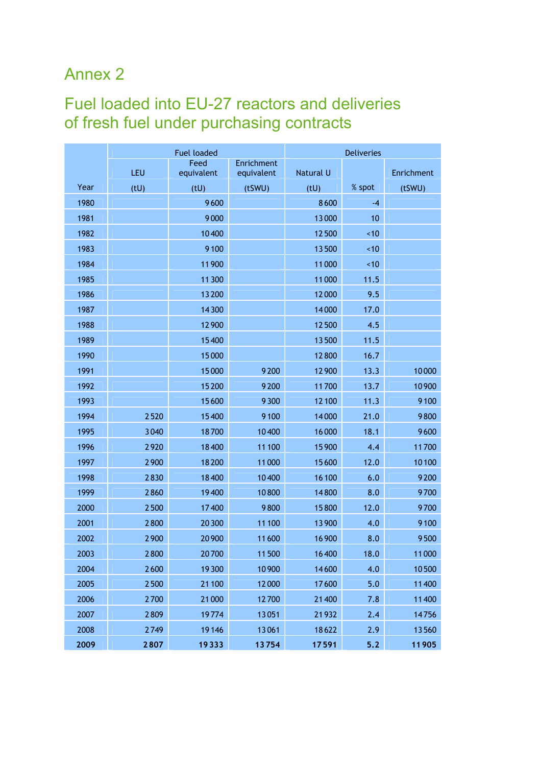# Annex 2

## Fuel loaded into EU-27 reactors and deliveries of fresh fuel under purchasing contracts

| | Fuel loaded | | | Deliveries | | |
|---|---|---|---|---|---|---|
| | LEU | Feed equivalent | Enrichment equivalent | Natural U | | Enrichment |
| Year | (tU) | (tU) | (tSWU) | (tU) | % spot | (tSWU) |
| 1980 | | 9 600 | | 8 600 | -4 | |
| 1981 | | 9 000 | | 13 000 | 10 | |
| 1982 | | 10 400 | | 12 500 | <10 | |
| 1983 | | 9 100 | | 13 500 | <10 | |
| 1984 | | 11 900 | | 11 000 | <10 | |
| 1985 | | 11 300 | | 11 000 | 11.5 | |
| 1986 | | 13 200 | | 12 000 | 9.5 | |
| 1987 | | 14 300 | | 14 000 | 17.0 | |
| 1988 | | 12 900 | | 12 500 | 4.5 | |
| 1989 | | 15 400 | | 13 500 | 11.5 | |
| 1990 | | 15 000 | | 12 800 | 16.7 | |
| 1991 | | 15 000 | 9 200 | 12 900 | 13.3 | 10 000 |
| 1992 | | 15 200 | 9 200 | 11 700 | 13.7 | 10 900 |
| 1993 | | 15 600 | 9 300 | 12 100 | 11.3 | 9 100 |
| 1994 | 2 520 | 15 400 | 9 100 | 14 000 | 21.0 | 9 800 |
| 1995 | 3 040 | 18 700 | 10 400 | 16 000 | 18.1 | 9 600 |
| 1996 | 2 920 | 18 400 | 11 100 | 15 900 | 4.4 | 11 700 |
| 1997 | 2 900 | 18 200 | 11 000 | 15 600 | 12.0 | 10 100 |
| 1998 | 2 830 | 18 400 | 10 400 | 16 100 | 6.0 | 9 200 |
| 1999 | 2 860 | 19 400 | 10 800 | 14 800 | 8.0 | 9 700 |
| 2000 | 2 500 | 17 400 | 9 800 | 15 800 | 12.0 | 9 700 |
| 2001 | 2 800 | 20 300 | 11 100 | 13 900 | 4.0 | 9 100 |
| 2002 | 2 900 | 20 900 | 11 600 | 16 900 | 8.0 | 9 500 |
| 2003 | 2 800 | 20 700 | 11 500 | 16 400 | 18.0 | 11 000 |
| 2004 | 2 600 | 19 300 | 10 900 | 14 600 | 4.0 | 10 500 |
| 2005 | 2 500 | 21 100 | 12 000 | 17 600 | 5.0 | 11 400 |
| 2006 | 2 700 | 21 000 | 12 700 | 21 400 | 7.8 | 11 400 |
| 2007 | 2 809 | 19 774 | 13 051 | 21 932 | 2.4 | 14 756 |
| 2008 | 2 749 | 19 146 | 13 061 | 18 622 | 2.9 | 13 560 |
| **2009** | **2 807** | **19 333** | **13 754** | **17 591** | **5.2** | **11 905** |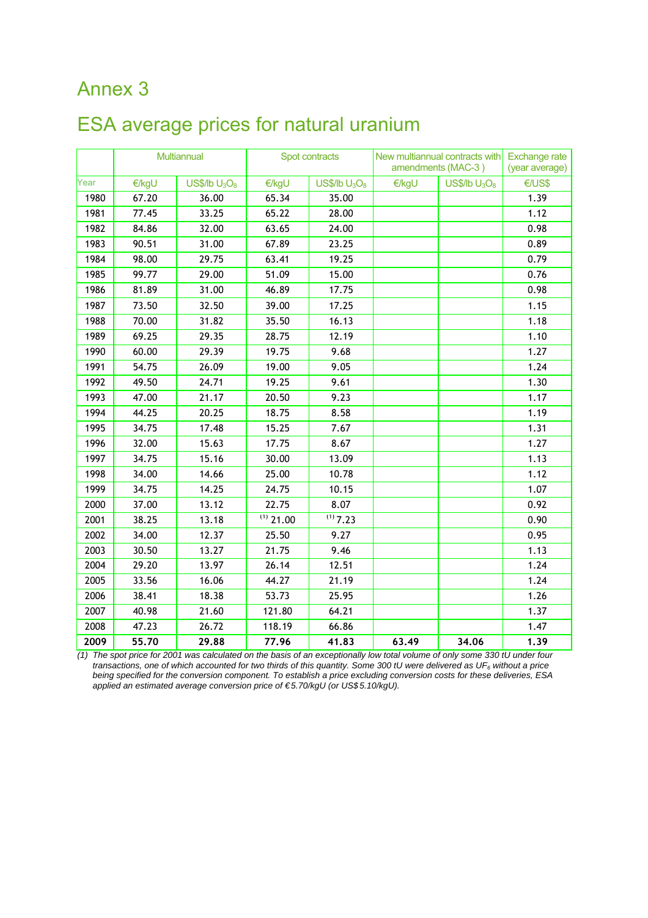# Annex 3

## ESA average prices for natural uranium

| | Multiannual | | Spot contracts | | New multiannual contracts with amendments (MAC-3 ) | | Exchange rate (year average) |
|---|---|---|---|---|---|---|---|
| Year | €/kgU | US$/lb $U_3O_8$ | €/kgU | US$/lb $U_3O_8$ | €/kgU | US$/lb $U_3O_8$ | €/US$ |
| 1980 | 67.20 | 36.00 | 65.34 | 35.00 | | | 1.39 |
| 1981 | 77.45 | 33.25 | 65.22 | 28.00 | | | 1.12 |
| 1982 | 84.86 | 32.00 | 63.65 | 24.00 | | | 0.98 |
| 1983 | 90.51 | 31.00 | 67.89 | 23.25 | | | 0.89 |
| 1984 | 98.00 | 29.75 | 63.41 | 19.25 | | | 0.79 |
| 1985 | 99.77 | 29.00 | 51.09 | 15.00 | | | 0.76 |
| 1986 | 81.89 | 31.00 | 46.89 | 17.75 | | | 0.98 |
| 1987 | 73.50 | 32.50 | 39.00 | 17.25 | | | 1.15 |
| 1988 | 70.00 | 31.82 | 35.50 | 16.13 | | | 1.18 |
| 1989 | 69.25 | 29.35 | 28.75 | 12.19 | | | 1.10 |
| 1990 | 60.00 | 29.39 | 19.75 | 9.68 | | | 1.27 |
| 1991 | 54.75 | 26.09 | 19.00 | 9.05 | | | 1.24 |
| 1992 | 49.50 | 24.71 | 19.25 | 9.61 | | | 1.30 |
| 1993 | 47.00 | 21.17 | 20.50 | 9.23 | | | 1.17 |
| 1994 | 44.25 | 20.25 | 18.75 | 8.58 | | | 1.19 |
| 1995 | 34.75 | 17.48 | 15.25 | 7.67 | | | 1.31 |
| 1996 | 32.00 | 15.63 | 17.75 | 8.67 | | | 1.27 |
| 1997 | 34.75 | 15.16 | 30.00 | 13.09 | | | 1.13 |
| 1998 | 34.00 | 14.66 | 25.00 | 10.78 | | | 1.12 |
| 1999 | 34.75 | 14.25 | 24.75 | 10.15 | | | 1.07 |
| 2000 | 37.00 | 13.12 | 22.75 | 8.07 | | | 0.92 |
| 2001 | 38.25 | 13.18 | (1) 21.00 | (1) 7.23 | | | 0.90 |
| 2002 | 34.00 | 12.37 | 25.50 | 9.27 | | | 0.95 |
| 2003 | 30.50 | 13.27 | 21.75 | 9.46 | | | 1.13 |
| 2004 | 29.20 | 13.97 | 26.14 | 12.51 | | | 1.24 |
| 2005 | 33.56 | 16.06 | 44.27 | 21.19 | | | 1.24 |
| 2006 | 38.41 | 18.38 | 53.73 | 25.95 | | | 1.26 |
| 2007 | 40.98 | 21.60 | 121.80 | 64.21 | | | 1.37 |
| 2008 | 47.23 | 26.72 | 118.19 | 66.86 | | | 1.47 |
| **2009** | **55.70** | **29.88** | **77.96** | **41.83** | **63.49** | **34.06** | **1.39** |

*(1) The spot price for 2001 was calculated on the basis of an exceptionally low total volume of only some 330 tU under four transactions, one of which accounted for two thirds of this quantity. Some 300 tU were delivered as $UF_6$ without a price being specified for the conversion component. To establish a price excluding conversion costs for these deliveries, ESA applied an estimated average conversion price of €5.70/kgU (or US$5.10/kgU).*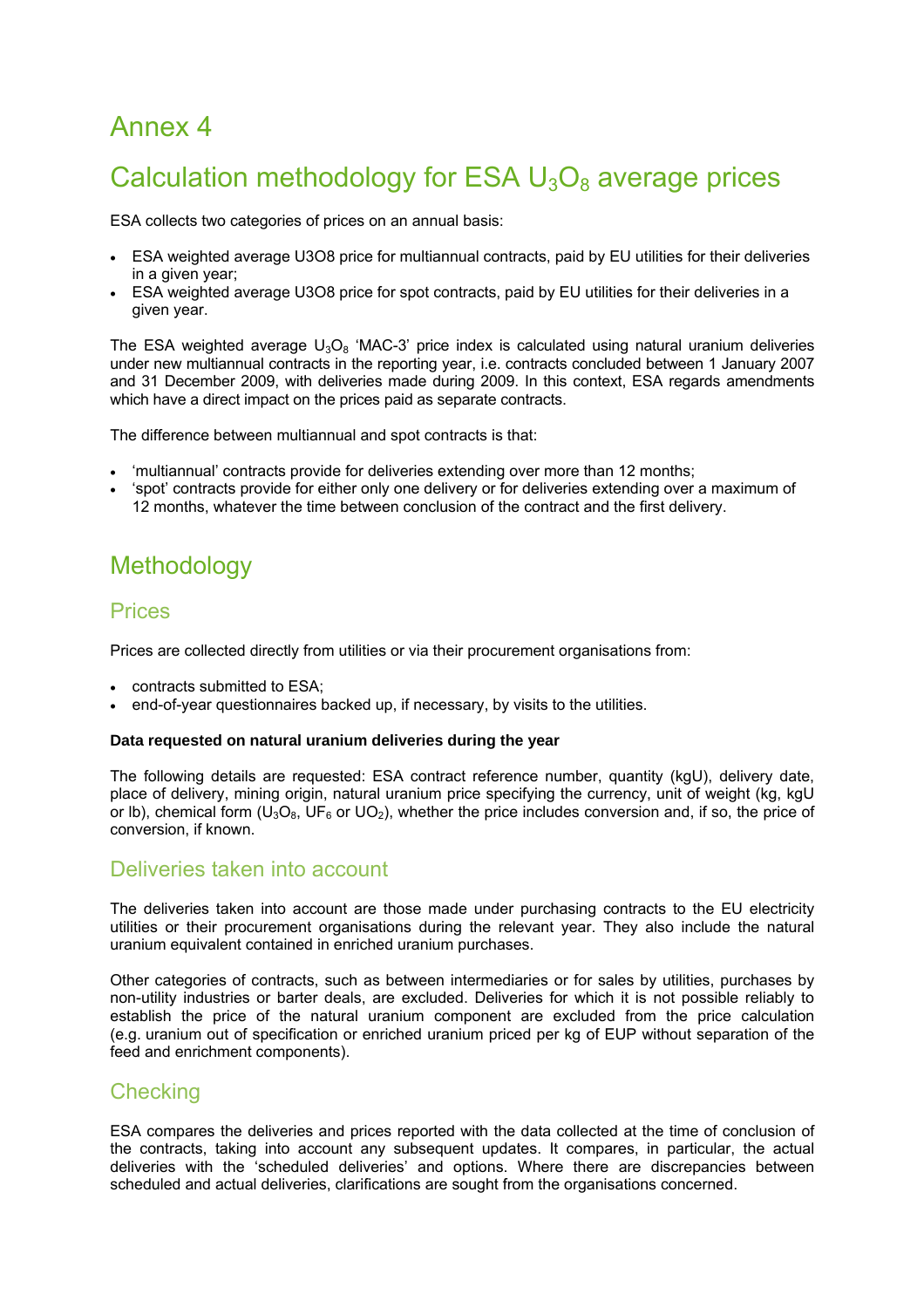# Annex 4

# Calculation methodology for ESA $U_3O_8$ average prices

ESA collects two categories of prices on an annual basis:

- ESA weighted average U3O8 price for multiannual contracts, paid by EU utilities for their deliveries in a given year;
- ESA weighted average U3O8 price for spot contracts, paid by EU utilities for their deliveries in a given year.

The ESA weighted average $U_3O_8$ 'MAC-3' price index is calculated using natural uranium deliveries under new multiannual contracts in the reporting year, i.e. contracts concluded between 1 January 2007 and 31 December 2009, with deliveries made during 2009. In this context, ESA regards amendments which have a direct impact on the prices paid as separate contracts.

The difference between multiannual and spot contracts is that:

- 'multiannual' contracts provide for deliveries extending over more than 12 months;
- 'spot' contracts provide for either only one delivery or for deliveries extending over a maximum of 12 months, whatever the time between conclusion of the contract and the first delivery.

## Methodology

### Prices

Prices are collected directly from utilities or via their procurement organisations from:

- contracts submitted to ESA;
- end-of-year questionnaires backed up, if necessary, by visits to the utilities.

**Data requested on natural uranium deliveries during the year**

The following details are requested: ESA contract reference number, quantity (kgU), delivery date, place of delivery, mining origin, natural uranium price specifying the currency, unit of weight (kg, kgU or lb), chemical form ($U_3O_8$, $UF_6$ or $UO_2$), whether the price includes conversion and, if so, the price of conversion, if known.

### Deliveries taken into account

The deliveries taken into account are those made under purchasing contracts to the EU electricity utilities or their procurement organisations during the relevant year. They also include the natural uranium equivalent contained in enriched uranium purchases.

Other categories of contracts, such as between intermediaries or for sales by utilities, purchases by non-utility industries or barter deals, are excluded. Deliveries for which it is not possible reliably to establish the price of the natural uranium component are excluded from the price calculation (e.g. uranium out of specification or enriched uranium priced per kg of EUP without separation of the feed and enrichment components).

### Checking

ESA compares the deliveries and prices reported with the data collected at the time of conclusion of the contracts, taking into account any subsequent updates. It compares, in particular, the actual deliveries with the 'scheduled deliveries' and options. Where there are discrepancies between scheduled and actual deliveries, clarifications are sought from the organisations concerned.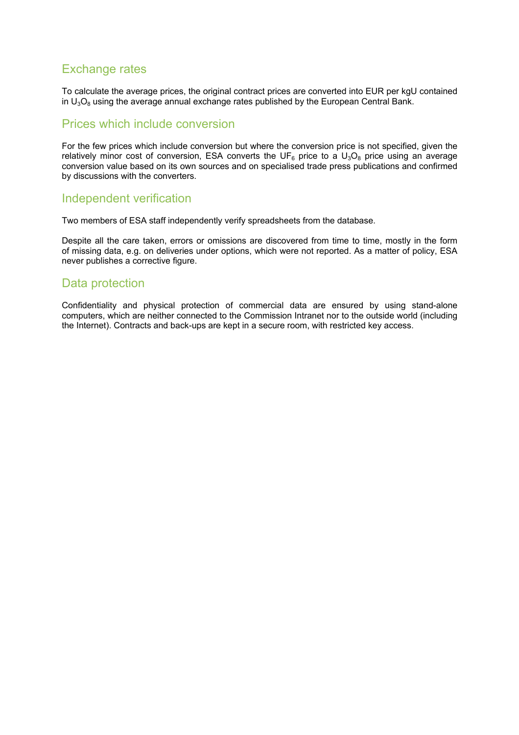## Exchange rates

To calculate the average prices, the original contract prices are converted into EUR per kgU contained in $U_3O_8$ using the average annual exchange rates published by the European Central Bank.

## Prices which include conversion

For the few prices which include conversion but where the conversion price is not specified, given the relatively minor cost of conversion, ESA converts the $UF_6$ price to a $U_3O_8$ price using an average conversion value based on its own sources and on specialised trade press publications and confirmed by discussions with the converters.

## Independent verification

Two members of ESA staff independently verify spreadsheets from the database.

Despite all the care taken, errors or omissions are discovered from time to time, mostly in the form of missing data, e.g. on deliveries under options, which were not reported. As a matter of policy, ESA never publishes a corrective figure.

## Data protection

Confidentiality and physical protection of commercial data are ensured by using stand-alone computers, which are neither connected to the Commission Intranet nor to the outside world (including the Internet). Contracts and back-ups are kept in a secure room, with restricted key access.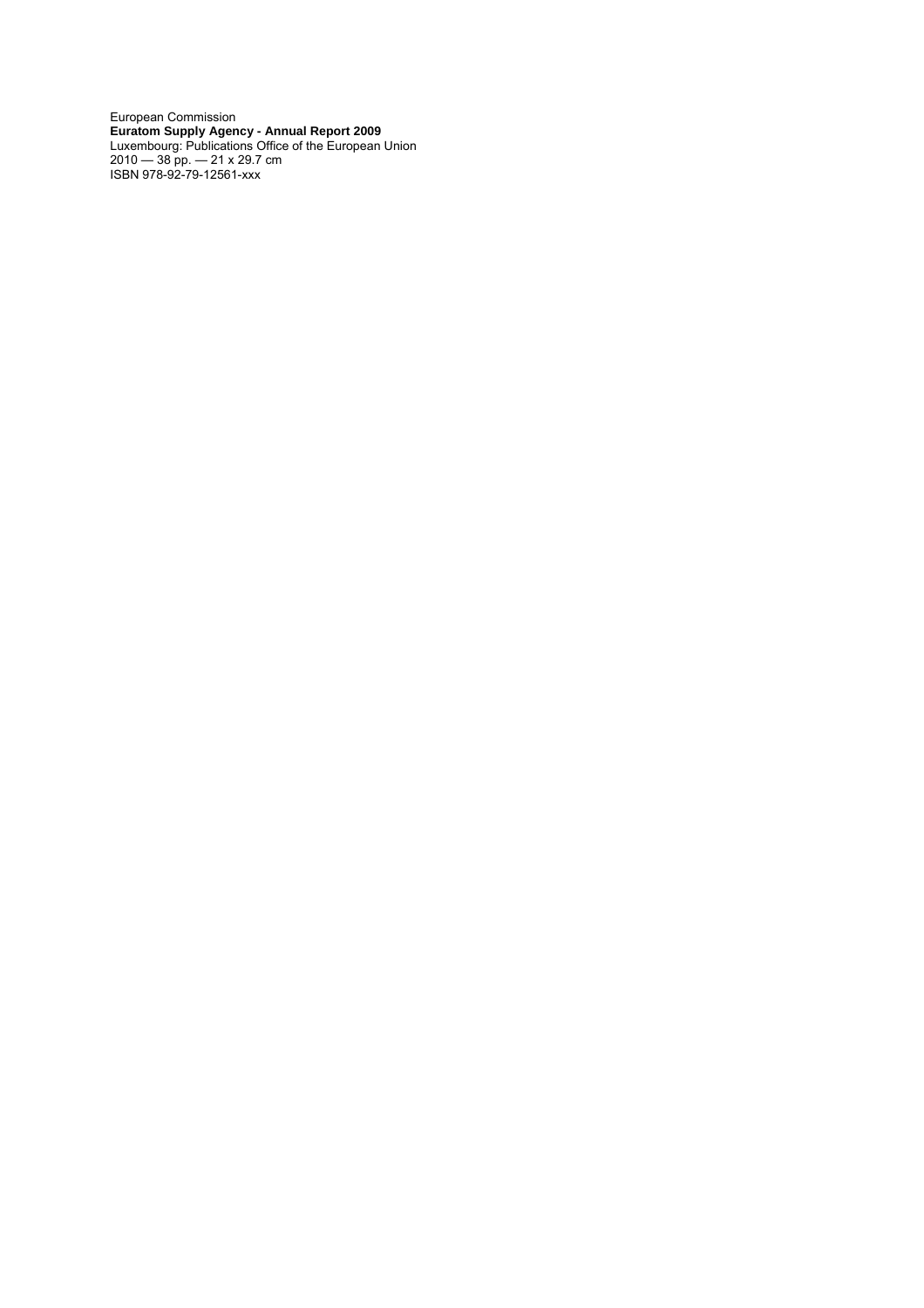European Commission
**Euratom Supply Agency - Annual Report 2009**
Luxembourg: Publications Office of the European Union
2010 — 38 pp. — 21 x 29.7 cm
ISBN 978-92-79-12561-xxx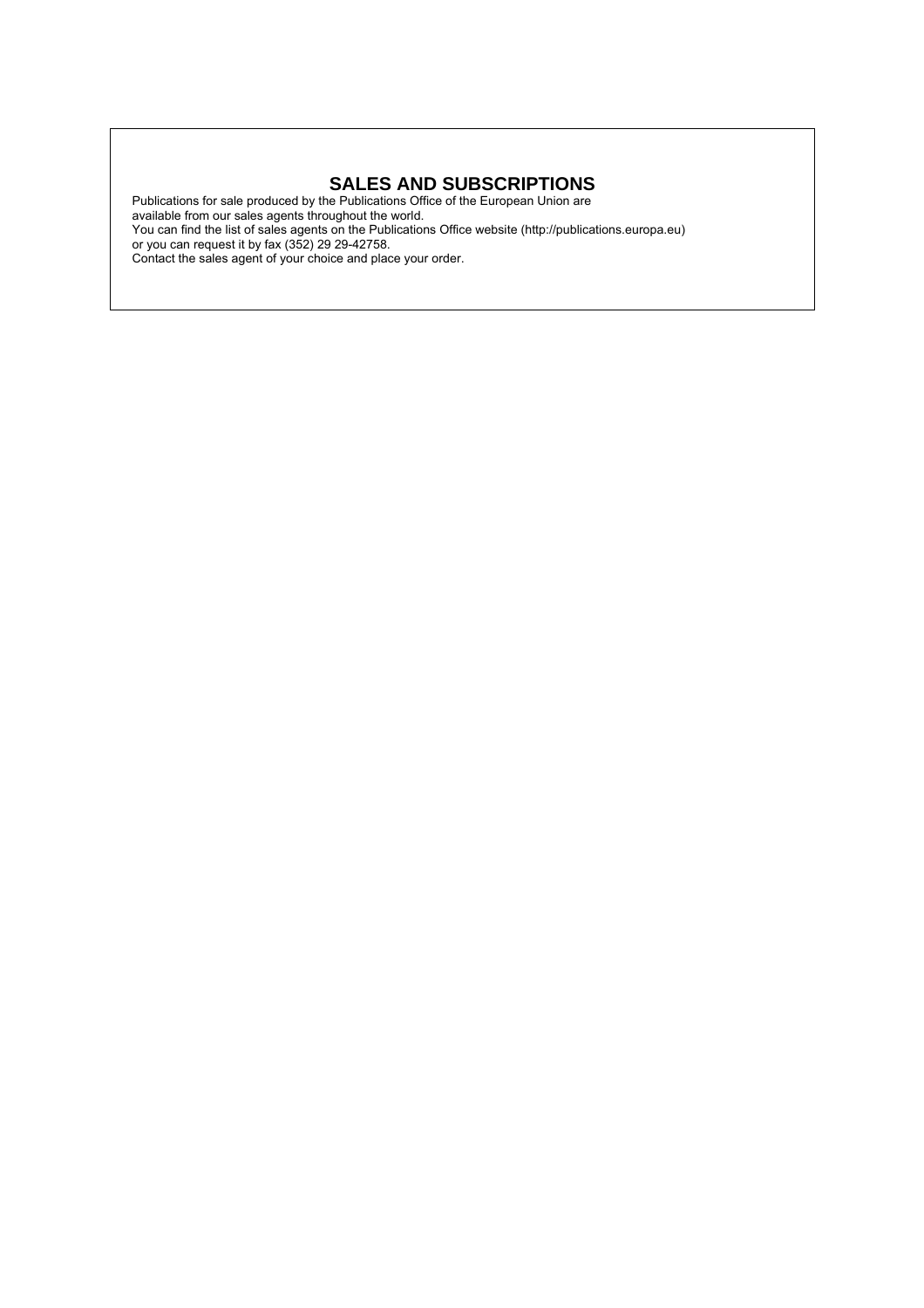## SALES AND SUBSCRIPTIONS

Publications for sale produced by the Publications Office of the European Union are available from our sales agents throughout the world.
You can find the list of sales agents on the Publications Office website (http://publications.europa.eu) or you can request it by fax (352) 29 29-42758.
Contact the sales agent of your choice and place your order.